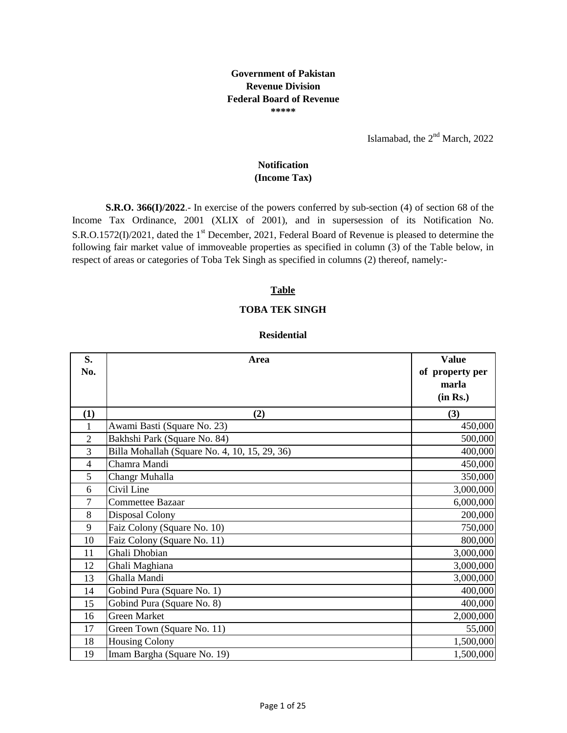**Government of Pakistan**
**Revenue Division**
**Federal Board of Revenue**
*****

Islamabad, the 2nd March, 2022

**Notification**
**(Income Tax)**

**S.R.O. 366(I)/2022**.- In exercise of the powers conferred by sub-section (4) of section 68 of the Income Tax Ordinance, 2001 (XLIX of 2001), and in supersession of its Notification No. S.R.O.1572(I)/2021, dated the 1st December, 2021, Federal Board of Revenue is pleased to determine the following fair market value of immoveable properties as specified in column (3) of the Table below, in respect of areas or categories of Toba Tek Singh as specified in columns (2) thereof, namely:-

**Table**

**TOBA TEK SINGH**

**Residential**

| S. No. | Area | Value of property per marla (in Rs.) |
|---|---|---|
| (1) | (2) | (3) |
| 1 | Awami Basti (Square No. 23) | 450,000 |
| 2 | Bakhshi Park (Square No. 84) | 500,000 |
| 3 | Billa Mohallah (Square No. 4, 10, 15, 29, 36) | 400,000 |
| 4 | Chamra Mandi | 450,000 |
| 5 | Changr Muhalla | 350,000 |
| 6 | Civil Line | 3,000,000 |
| 7 | Commettee Bazaar | 6,000,000 |
| 8 | Disposal Colony | 200,000 |
| 9 | Faiz Colony (Square No. 10) | 750,000 |
| 10 | Faiz Colony (Square No. 11) | 800,000 |
| 11 | Ghali Dhobian | 3,000,000 |
| 12 | Ghali Maghiana | 3,000,000 |
| 13 | Ghalla Mandi | 3,000,000 |
| 14 | Gobind Pura (Square No. 1) | 400,000 |
| 15 | Gobind Pura (Square No. 8) | 400,000 |
| 16 | Green Market | 2,000,000 |
| 17 | Green Town (Square No. 11) | 55,000 |
| 18 | Housing Colony | 1,500,000 |
| 19 | Imam Bargha (Square No. 19) | 1,500,000 |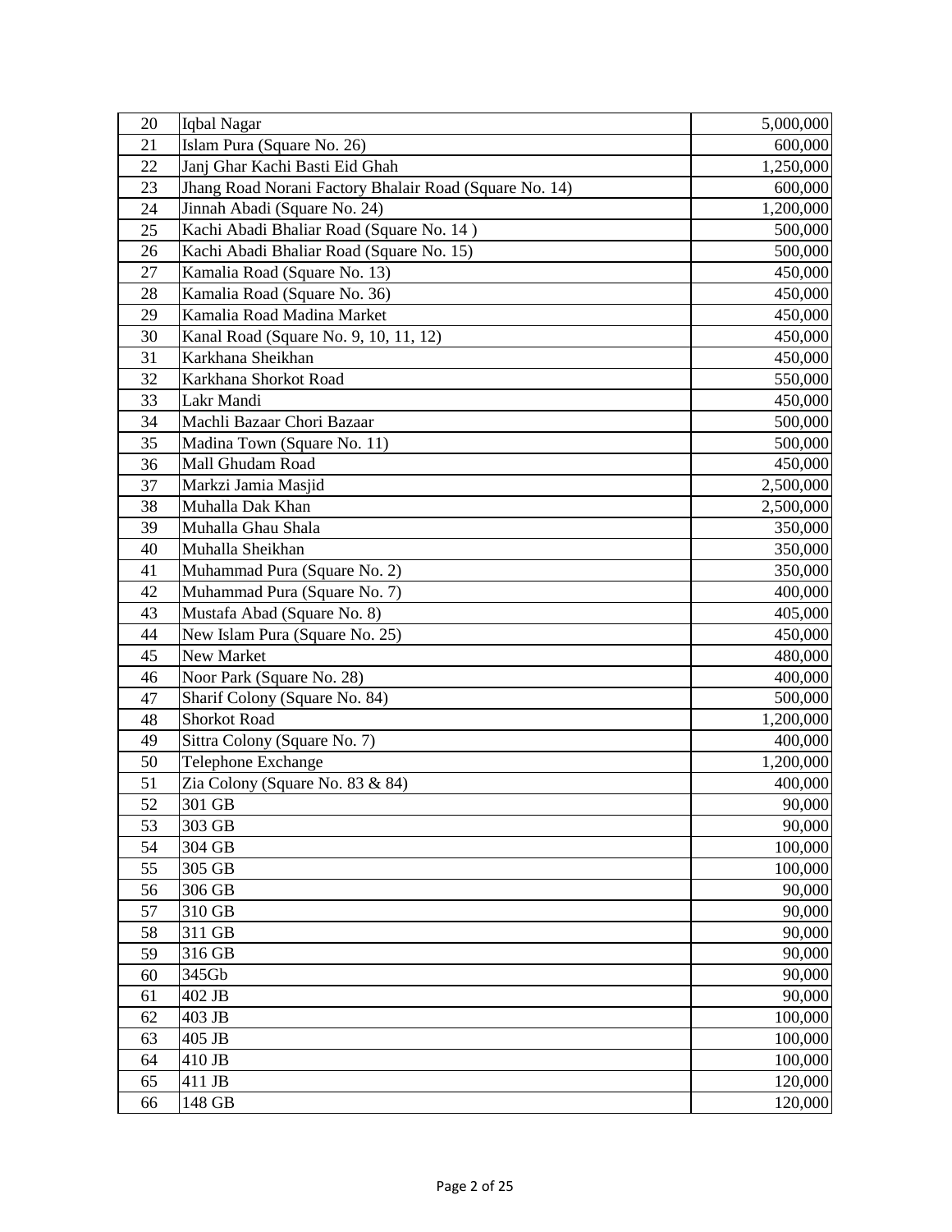| | | |
|---|---|---|
| 20 | Iqbal Nagar | 5,000,000 |
| 21 | Islam Pura (Square No. 26) | 600,000 |
| 22 | Janj Ghar Kachi Basti Eid Ghah | 1,250,000 |
| 23 | Jhang Road Norani Factory Bhalair Road (Square No. 14) | 600,000 |
| 24 | Jinnah Abadi (Square No. 24) | 1,200,000 |
| 25 | Kachi Abadi Bhaliar Road (Square No. 14 ) | 500,000 |
| 26 | Kachi Abadi Bhaliar Road (Square No. 15) | 500,000 |
| 27 | Kamalia Road (Square No. 13) | 450,000 |
| 28 | Kamalia Road (Square No. 36) | 450,000 |
| 29 | Kamalia Road Madina Market | 450,000 |
| 30 | Kanal Road (Square No. 9, 10, 11, 12) | 450,000 |
| 31 | Karkhana Sheikhan | 450,000 |
| 32 | Karkhana Shorkot Road | 550,000 |
| 33 | Lakr Mandi | 450,000 |
| 34 | Machli Bazaar Chori Bazaar | 500,000 |
| 35 | Madina Town (Square No. 11) | 500,000 |
| 36 | Mall Ghudam Road | 450,000 |
| 37 | Markzi Jamia Masjid | 2,500,000 |
| 38 | Muhalla Dak Khan | 2,500,000 |
| 39 | Muhalla Ghau Shala | 350,000 |
| 40 | Muhalla Sheikhan | 350,000 |
| 41 | Muhammad Pura (Square No. 2) | 350,000 |
| 42 | Muhammad Pura (Square No. 7) | 400,000 |
| 43 | Mustafa Abad (Square No. 8) | 405,000 |
| 44 | New Islam Pura (Square No. 25) | 450,000 |
| 45 | New Market | 480,000 |
| 46 | Noor Park (Square No. 28) | 400,000 |
| 47 | Sharif Colony (Square No. 84) | 500,000 |
| 48 | Shorkot Road | 1,200,000 |
| 49 | Sittra Colony (Square No. 7) | 400,000 |
| 50 | Telephone Exchange | 1,200,000 |
| 51 | Zia Colony (Square No. 83 & 84) | 400,000 |
| 52 | 301 GB | 90,000 |
| 53 | 303 GB | 90,000 |
| 54 | 304 GB | 100,000 |
| 55 | 305 GB | 100,000 |
| 56 | 306 GB | 90,000 |
| 57 | 310 GB | 90,000 |
| 58 | 311 GB | 90,000 |
| 59 | 316 GB | 90,000 |
| 60 | 345Gb | 90,000 |
| 61 | 402 JB | 90,000 |
| 62 | 403 JB | 100,000 |
| 63 | 405 JB | 100,000 |
| 64 | 410 JB | 100,000 |
| 65 | 411 JB | 120,000 |
| 66 | 148 GB | 120,000 |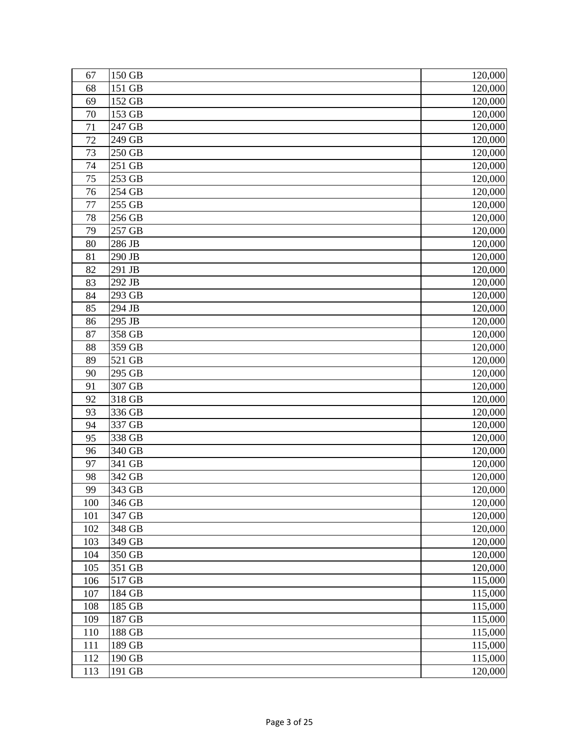| 67 | 150 GB | 120,000 |
|---|---|---|
| 68 | 151 GB | 120,000 |
| 69 | 152 GB | 120,000 |
| 70 | 153 GB | 120,000 |
| 71 | 247 GB | 120,000 |
| 72 | 249 GB | 120,000 |
| 73 | 250 GB | 120,000 |
| 74 | 251 GB | 120,000 |
| 75 | 253 GB | 120,000 |
| 76 | 254 GB | 120,000 |
| 77 | 255 GB | 120,000 |
| 78 | 256 GB | 120,000 |
| 79 | 257 GB | 120,000 |
| 80 | 286 JB | 120,000 |
| 81 | 290 JB | 120,000 |
| 82 | 291 JB | 120,000 |
| 83 | 292 JB | 120,000 |
| 84 | 293 GB | 120,000 |
| 85 | 294 JB | 120,000 |
| 86 | 295 JB | 120,000 |
| 87 | 358 GB | 120,000 |
| 88 | 359 GB | 120,000 |
| 89 | 521 GB | 120,000 |
| 90 | 295 GB | 120,000 |
| 91 | 307 GB | 120,000 |
| 92 | 318 GB | 120,000 |
| 93 | 336 GB | 120,000 |
| 94 | 337 GB | 120,000 |
| 95 | 338 GB | 120,000 |
| 96 | 340 GB | 120,000 |
| 97 | 341 GB | 120,000 |
| 98 | 342 GB | 120,000 |
| 99 | 343 GB | 120,000 |
| 100 | 346 GB | 120,000 |
| 101 | 347 GB | 120,000 |
| 102 | 348 GB | 120,000 |
| 103 | 349 GB | 120,000 |
| 104 | 350 GB | 120,000 |
| 105 | 351 GB | 120,000 |
| 106 | 517 GB | 115,000 |
| 107 | 184 GB | 115,000 |
| 108 | 185 GB | 115,000 |
| 109 | 187 GB | 115,000 |
| 110 | 188 GB | 115,000 |
| 111 | 189 GB | 115,000 |
| 112 | 190 GB | 115,000 |
| 113 | 191 GB | 120,000 |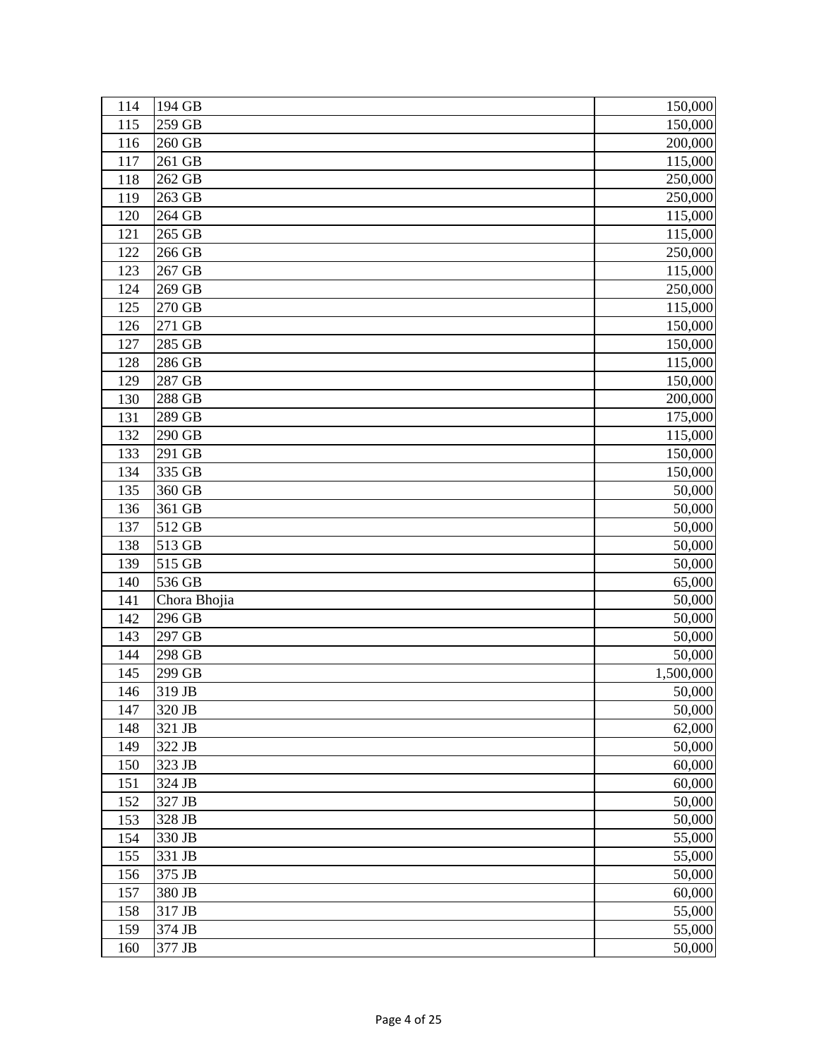| | | |
|---|---|---|
| 114 | 194 GB | 150,000 |
| 115 | 259 GB | 150,000 |
| 116 | 260 GB | 200,000 |
| 117 | 261 GB | 115,000 |
| 118 | 262 GB | 250,000 |
| 119 | 263 GB | 250,000 |
| 120 | 264 GB | 115,000 |
| 121 | 265 GB | 115,000 |
| 122 | 266 GB | 250,000 |
| 123 | 267 GB | 115,000 |
| 124 | 269 GB | 250,000 |
| 125 | 270 GB | 115,000 |
| 126 | 271 GB | 150,000 |
| 127 | 285 GB | 150,000 |
| 128 | 286 GB | 115,000 |
| 129 | 287 GB | 150,000 |
| 130 | 288 GB | 200,000 |
| 131 | 289 GB | 175,000 |
| 132 | 290 GB | 115,000 |
| 133 | 291 GB | 150,000 |
| 134 | 335 GB | 150,000 |
| 135 | 360 GB | 50,000 |
| 136 | 361 GB | 50,000 |
| 137 | 512 GB | 50,000 |
| 138 | 513 GB | 50,000 |
| 139 | 515 GB | 50,000 |
| 140 | 536 GB | 65,000 |
| 141 | Chora Bhojia | 50,000 |
| 142 | 296 GB | 50,000 |
| 143 | 297 GB | 50,000 |
| 144 | 298 GB | 50,000 |
| 145 | 299 GB | 1,500,000 |
| 146 | 319 JB | 50,000 |
| 147 | 320 JB | 50,000 |
| 148 | 321 JB | 62,000 |
| 149 | 322 JB | 50,000 |
| 150 | 323 JB | 60,000 |
| 151 | 324 JB | 60,000 |
| 152 | 327 JB | 50,000 |
| 153 | 328 JB | 50,000 |
| 154 | 330 JB | 55,000 |
| 155 | 331 JB | 55,000 |
| 156 | 375 JB | 50,000 |
| 157 | 380 JB | 60,000 |
| 158 | 317 JB | 55,000 |
| 159 | 374 JB | 55,000 |
| 160 | 377 JB | 50,000 |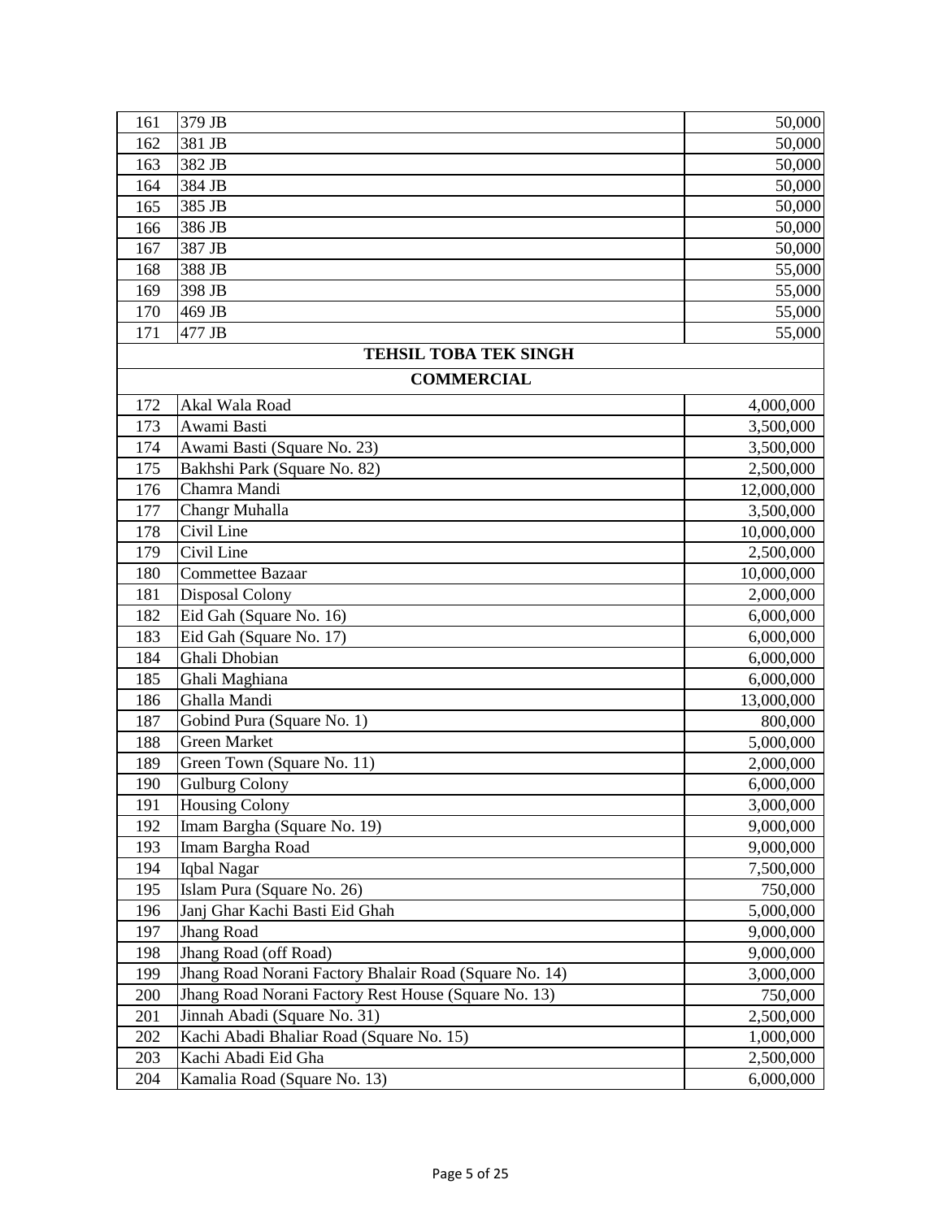| | | |
|---|---|---|
| 161 | 379 JB | 50,000 |
| 162 | 381 JB | 50,000 |
| 163 | 382 JB | 50,000 |
| 164 | 384 JB | 50,000 |
| 165 | 385 JB | 50,000 |
| 166 | 386 JB | 50,000 |
| 167 | 387 JB | 50,000 |
| 168 | 388 JB | 55,000 |
| 169 | 398 JB | 55,000 |
| 170 | 469 JB | 55,000 |
| 171 | 477 JB | 55,000 |
| | **TEHSIL TOBA TEK SINGH** | |
| | **COMMERCIAL** | |
| 172 | Akal Wala Road | 4,000,000 |
| 173 | Awami Basti | 3,500,000 |
| 174 | Awami Basti (Square No. 23) | 3,500,000 |
| 175 | Bakhshi Park (Square No. 82) | 2,500,000 |
| 176 | Chamra Mandi | 12,000,000 |
| 177 | Changr Muhalla | 3,500,000 |
| 178 | Civil Line | 10,000,000 |
| 179 | Civil Line | 2,500,000 |
| 180 | Commettee Bazaar | 10,000,000 |
| 181 | Disposal Colony | 2,000,000 |
| 182 | Eid Gah (Square No. 16) | 6,000,000 |
| 183 | Eid Gah (Square No. 17) | 6,000,000 |
| 184 | Ghali Dhobian | 6,000,000 |
| 185 | Ghali Maghiana | 6,000,000 |
| 186 | Ghalla Mandi | 13,000,000 |
| 187 | Gobind Pura (Square No. 1) | 800,000 |
| 188 | Green Market | 5,000,000 |
| 189 | Green Town (Square No. 11) | 2,000,000 |
| 190 | Gulburg Colony | 6,000,000 |
| 191 | Housing Colony | 3,000,000 |
| 192 | Imam Bargha (Square No. 19) | 9,000,000 |
| 193 | Imam Bargha Road | 9,000,000 |
| 194 | Iqbal Nagar | 7,500,000 |
| 195 | Islam Pura (Square No. 26) | 750,000 |
| 196 | Janj Ghar Kachi Basti Eid Ghah | 5,000,000 |
| 197 | Jhang Road | 9,000,000 |
| 198 | Jhang Road (off Road) | 9,000,000 |
| 199 | Jhang Road Norani Factory Bhalair Road (Square No. 14) | 3,000,000 |
| 200 | Jhang Road Norani Factory Rest House (Square No. 13) | 750,000 |
| 201 | Jinnah Abadi (Square No. 31) | 2,500,000 |
| 202 | Kachi Abadi Bhaliar Road (Square No. 15) | 1,000,000 |
| 203 | Kachi Abadi Eid Gha | 2,500,000 |
| 204 | Kamalia Road (Square No. 13) | 6,000,000 |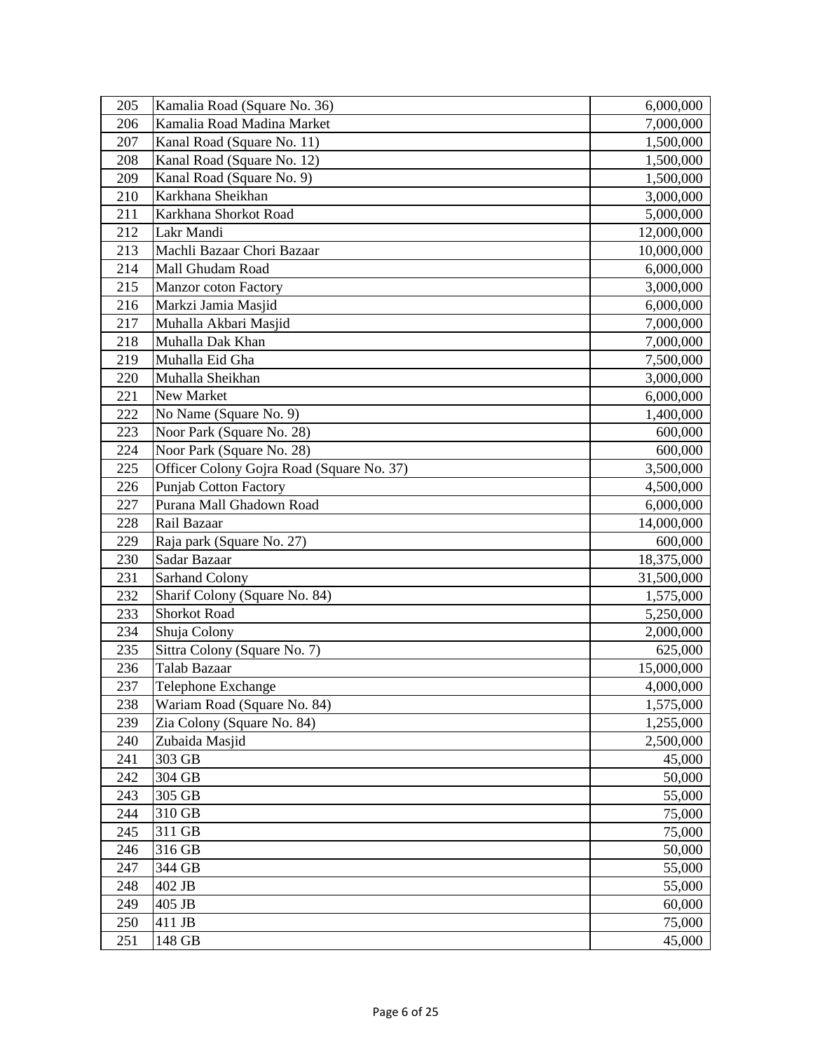| 205 | Kamalia Road (Square No. 36) | 6,000,000 |
|---|---|---|
| 206 | Kamalia Road Madina Market | 7,000,000 |
| 207 | Kanal Road (Square No. 11) | 1,500,000 |
| 208 | Kanal Road (Square No. 12) | 1,500,000 |
| 209 | Kanal Road (Square No. 9) | 1,500,000 |
| 210 | Karkhana Sheikhan | 3,000,000 |
| 211 | Karkhana Shorkot Road | 5,000,000 |
| 212 | Lakr Mandi | 12,000,000 |
| 213 | Machli Bazaar Chori Bazaar | 10,000,000 |
| 214 | Mall Ghudam Road | 6,000,000 |
| 215 | Manzor coton Factory | 3,000,000 |
| 216 | Markzi Jamia Masjid | 6,000,000 |
| 217 | Muhalla Akbari Masjid | 7,000,000 |
| 218 | Muhalla Dak Khan | 7,000,000 |
| 219 | Muhalla Eid Gha | 7,500,000 |
| 220 | Muhalla Sheikhan | 3,000,000 |
| 221 | New Market | 6,000,000 |
| 222 | No Name (Square No. 9) | 1,400,000 |
| 223 | Noor Park (Square No. 28) | 600,000 |
| 224 | Noor Park (Square No. 28) | 600,000 |
| 225 | Officer Colony Gojra Road (Square No. 37) | 3,500,000 |
| 226 | Punjab Cotton Factory | 4,500,000 |
| 227 | Purana Mall Ghadown Road | 6,000,000 |
| 228 | Rail Bazaar | 14,000,000 |
| 229 | Raja park (Square No. 27) | 600,000 |
| 230 | Sadar Bazaar | 18,375,000 |
| 231 | Sarhand Colony | 31,500,000 |
| 232 | Sharif Colony (Square No. 84) | 1,575,000 |
| 233 | Shorkot Road | 5,250,000 |
| 234 | Shuja Colony | 2,000,000 |
| 235 | Sittra Colony (Square No. 7) | 625,000 |
| 236 | Talab Bazaar | 15,000,000 |
| 237 | Telephone Exchange | 4,000,000 |
| 238 | Wariam Road (Square No. 84) | 1,575,000 |
| 239 | Zia Colony (Square No. 84) | 1,255,000 |
| 240 | Zubaida Masjid | 2,500,000 |
| 241 | 303 GB | 45,000 |
| 242 | 304 GB | 50,000 |
| 243 | 305 GB | 55,000 |
| 244 | 310 GB | 75,000 |
| 245 | 311 GB | 75,000 |
| 246 | 316 GB | 50,000 |
| 247 | 344 GB | 55,000 |
| 248 | 402 JB | 55,000 |
| 249 | 405 JB | 60,000 |
| 250 | 411 JB | 75,000 |
| 251 | 148 GB | 45,000 |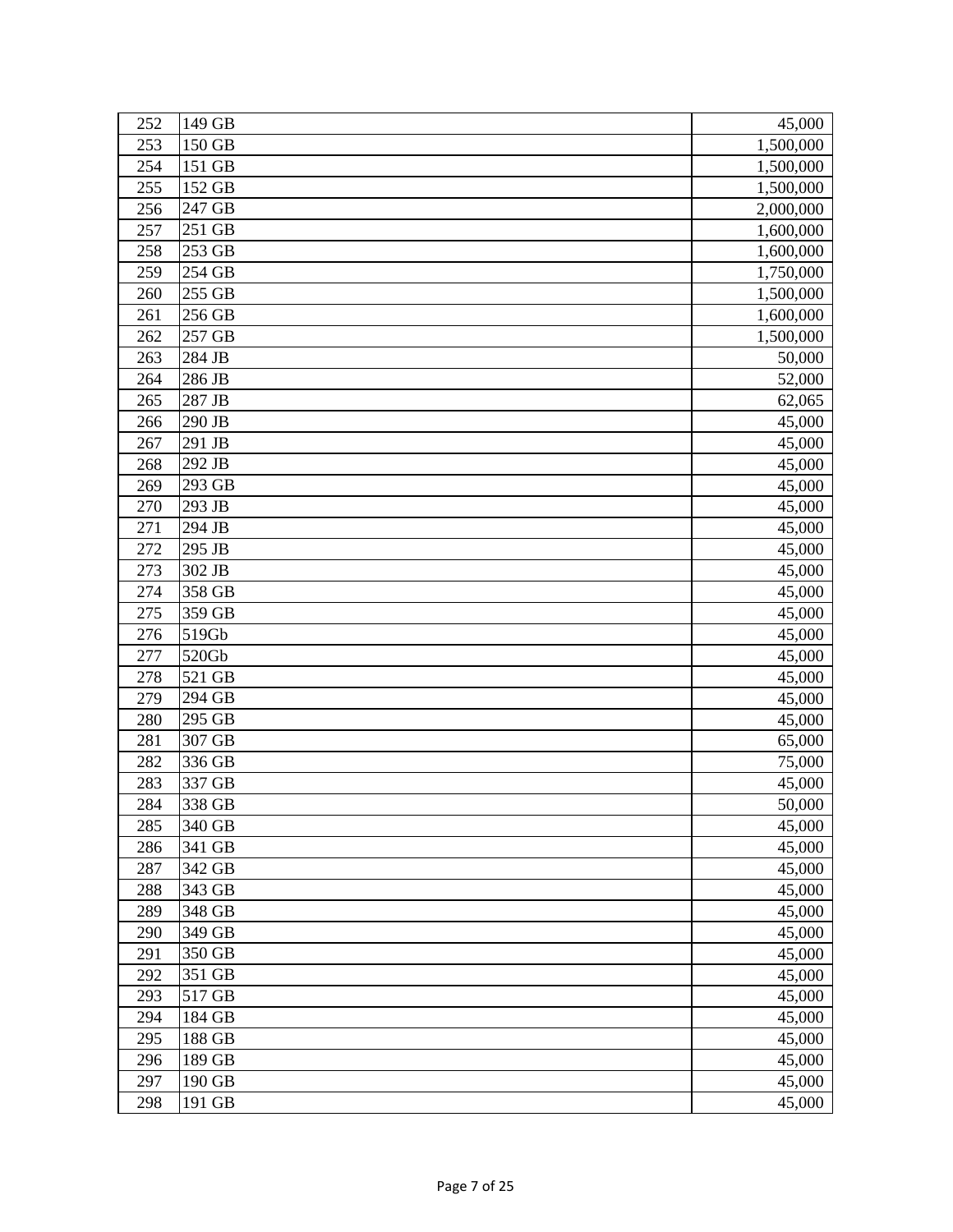| 252 | 149 GB | 45,000 |
|---|---|---|
| 253 | 150 GB | 1,500,000 |
| 254 | 151 GB | 1,500,000 |
| 255 | 152 GB | 1,500,000 |
| 256 | 247 GB | 2,000,000 |
| 257 | 251 GB | 1,600,000 |
| 258 | 253 GB | 1,600,000 |
| 259 | 254 GB | 1,750,000 |
| 260 | 255 GB | 1,500,000 |
| 261 | 256 GB | 1,600,000 |
| 262 | 257 GB | 1,500,000 |
| 263 | 284 JB | 50,000 |
| 264 | 286 JB | 52,000 |
| 265 | 287 JB | 62,065 |
| 266 | 290 JB | 45,000 |
| 267 | 291 JB | 45,000 |
| 268 | 292 JB | 45,000 |
| 269 | 293 GB | 45,000 |
| 270 | 293 JB | 45,000 |
| 271 | 294 JB | 45,000 |
| 272 | 295 JB | 45,000 |
| 273 | 302 JB | 45,000 |
| 274 | 358 GB | 45,000 |
| 275 | 359 GB | 45,000 |
| 276 | 519Gb | 45,000 |
| 277 | 520Gb | 45,000 |
| 278 | 521 GB | 45,000 |
| 279 | 294 GB | 45,000 |
| 280 | 295 GB | 45,000 |
| 281 | 307 GB | 65,000 |
| 282 | 336 GB | 75,000 |
| 283 | 337 GB | 45,000 |
| 284 | 338 GB | 50,000 |
| 285 | 340 GB | 45,000 |
| 286 | 341 GB | 45,000 |
| 287 | 342 GB | 45,000 |
| 288 | 343 GB | 45,000 |
| 289 | 348 GB | 45,000 |
| 290 | 349 GB | 45,000 |
| 291 | 350 GB | 45,000 |
| 292 | 351 GB | 45,000 |
| 293 | 517 GB | 45,000 |
| 294 | 184 GB | 45,000 |
| 295 | 188 GB | 45,000 |
| 296 | 189 GB | 45,000 |
| 297 | 190 GB | 45,000 |
| 298 | 191 GB | 45,000 |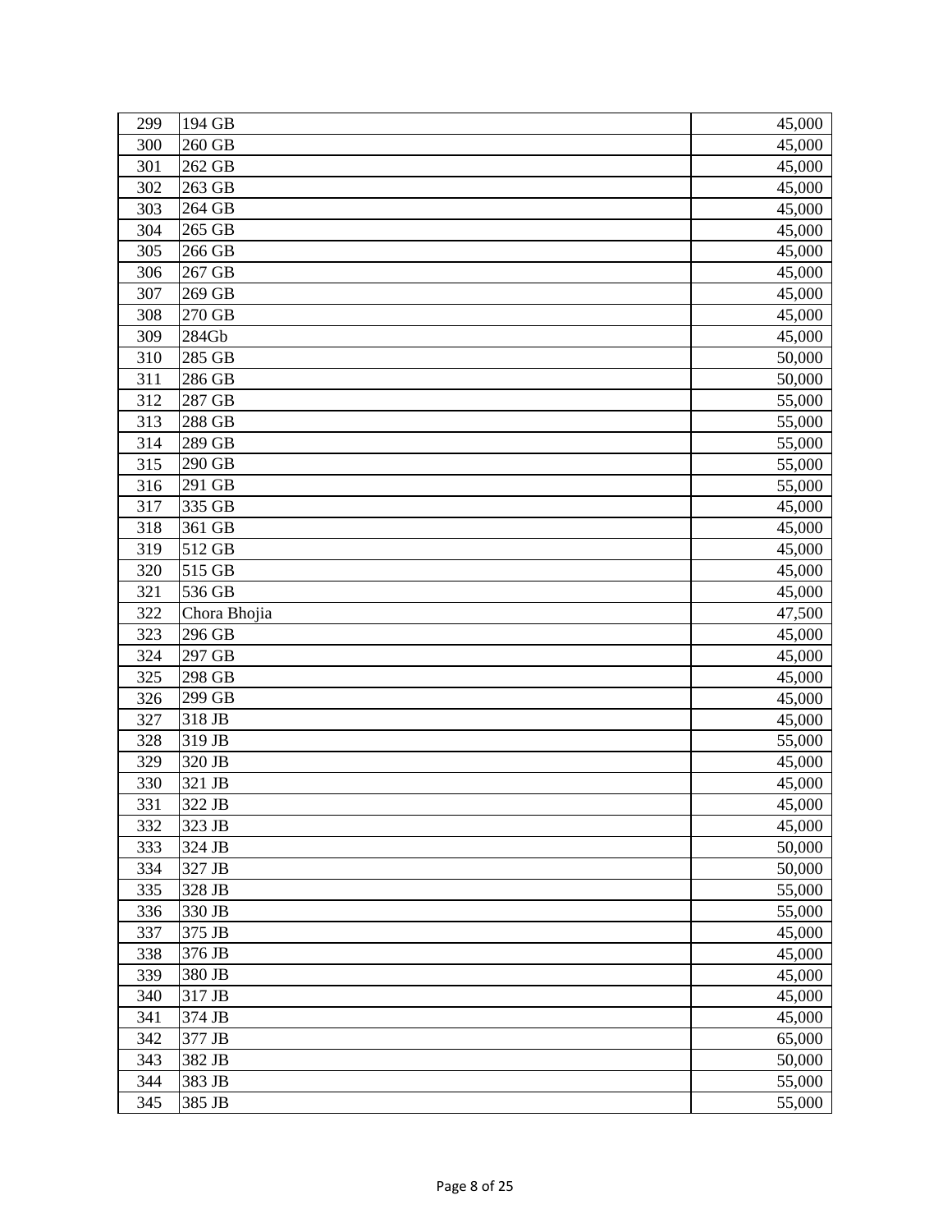| 299 | 194 GB | 45,000 |
|---|---|---|
| 300 | 260 GB | 45,000 |
| 301 | 262 GB | 45,000 |
| 302 | 263 GB | 45,000 |
| 303 | 264 GB | 45,000 |
| 304 | 265 GB | 45,000 |
| 305 | 266 GB | 45,000 |
| 306 | 267 GB | 45,000 |
| 307 | 269 GB | 45,000 |
| 308 | 270 GB | 45,000 |
| 309 | 284Gb | 45,000 |
| 310 | 285 GB | 50,000 |
| 311 | 286 GB | 50,000 |
| 312 | 287 GB | 55,000 |
| 313 | 288 GB | 55,000 |
| 314 | 289 GB | 55,000 |
| 315 | 290 GB | 55,000 |
| 316 | 291 GB | 55,000 |
| 317 | 335 GB | 45,000 |
| 318 | 361 GB | 45,000 |
| 319 | 512 GB | 45,000 |
| 320 | 515 GB | 45,000 |
| 321 | 536 GB | 45,000 |
| 322 | Chora Bhojia | 47,500 |
| 323 | 296 GB | 45,000 |
| 324 | 297 GB | 45,000 |
| 325 | 298 GB | 45,000 |
| 326 | 299 GB | 45,000 |
| 327 | 318 JB | 45,000 |
| 328 | 319 JB | 55,000 |
| 329 | 320 JB | 45,000 |
| 330 | 321 JB | 45,000 |
| 331 | 322 JB | 45,000 |
| 332 | 323 JB | 45,000 |
| 333 | 324 JB | 50,000 |
| 334 | 327 JB | 50,000 |
| 335 | 328 JB | 55,000 |
| 336 | 330 JB | 55,000 |
| 337 | 375 JB | 45,000 |
| 338 | 376 JB | 45,000 |
| 339 | 380 JB | 45,000 |
| 340 | 317 JB | 45,000 |
| 341 | 374 JB | 45,000 |
| 342 | 377 JB | 65,000 |
| 343 | 382 JB | 50,000 |
| 344 | 383 JB | 55,000 |
| 345 | 385 JB | 55,000 |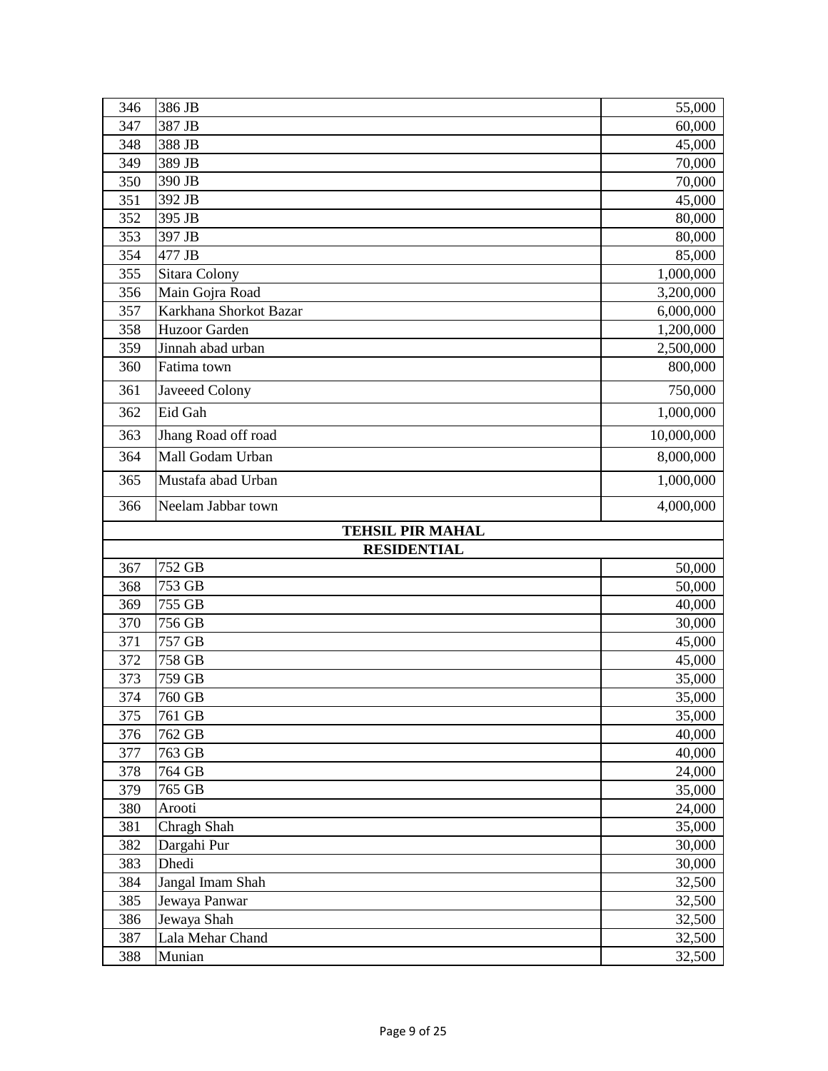| | | |
|---|---|---|
| 346 | 386 JB | 55,000 |
| 347 | 387 JB | 60,000 |
| 348 | 388 JB | 45,000 |
| 349 | 389 JB | 70,000 |
| 350 | 390 JB | 70,000 |
| 351 | 392 JB | 45,000 |
| 352 | 395 JB | 80,000 |
| 353 | 397 JB | 80,000 |
| 354 | 477 JB | 85,000 |
| 355 | Sitara Colony | 1,000,000 |
| 356 | Main Gojra Road | 3,200,000 |
| 357 | Karkhana Shorkot Bazar | 6,000,000 |
| 358 | Huzoor Garden | 1,200,000 |
| 359 | Jinnah abad urban | 2,500,000 |
| 360 | Fatima town | 800,000 |
| 361 | Javeeed Colony | 750,000 |
| 362 | Eid Gah | 1,000,000 |
| 363 | Jhang Road off road | 10,000,000 |
| 364 | Mall Godam Urban | 8,000,000 |
| 365 | Mustafa abad Urban | 1,000,000 |
| 366 | Neelam Jabbar town | 4,000,000 |
| | **TEHSIL PIR MAHAL** | |
| | **RESIDENTIAL** | |
| 367 | 752 GB | 50,000 |
| 368 | 753 GB | 50,000 |
| 369 | 755 GB | 40,000 |
| 370 | 756 GB | 30,000 |
| 371 | 757 GB | 45,000 |
| 372 | 758 GB | 45,000 |
| 373 | 759 GB | 35,000 |
| 374 | 760 GB | 35,000 |
| 375 | 761 GB | 35,000 |
| 376 | 762 GB | 40,000 |
| 377 | 763 GB | 40,000 |
| 378 | 764 GB | 24,000 |
| 379 | 765 GB | 35,000 |
| 380 | Arooti | 24,000 |
| 381 | Chragh Shah | 35,000 |
| 382 | Dargahi Pur | 30,000 |
| 383 | Dhedi | 30,000 |
| 384 | Jangal Imam Shah | 32,500 |
| 385 | Jewaya Panwar | 32,500 |
| 386 | Jewaya Shah | 32,500 |
| 387 | Lala Mehar Chand | 32,500 |
| 388 | Munian | 32,500 |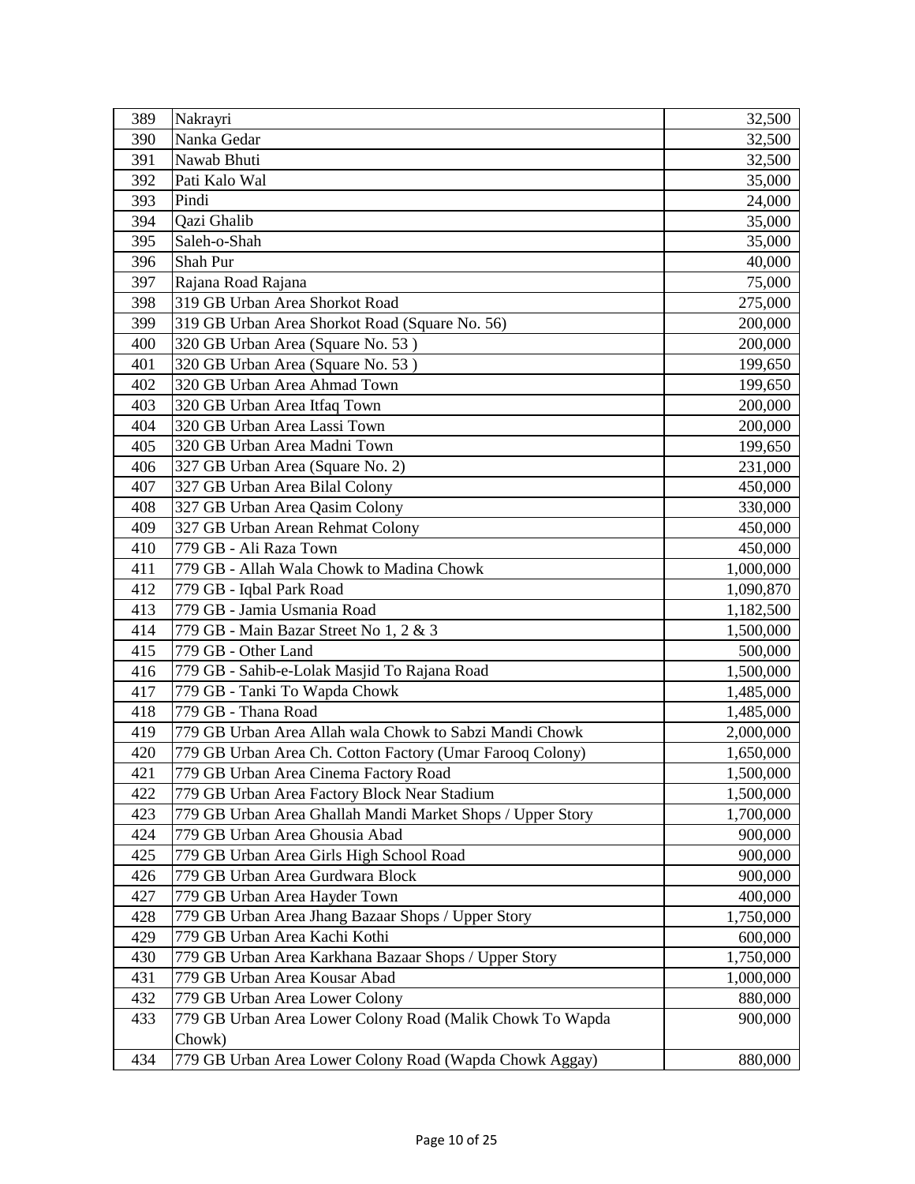| 389 | Nakrayri | 32,500 |
|---|---|---|
| 390 | Nanka Gedar | 32,500 |
| 391 | Nawab Bhuti | 32,500 |
| 392 | Pati Kalo Wal | 35,000 |
| 393 | Pindi | 24,000 |
| 394 | Qazi Ghalib | 35,000 |
| 395 | Saleh-o-Shah | 35,000 |
| 396 | Shah Pur | 40,000 |
| 397 | Rajana Road Rajana | 75,000 |
| 398 | 319 GB Urban Area Shorkot Road | 275,000 |
| 399 | 319 GB Urban Area Shorkot Road (Square No. 56) | 200,000 |
| 400 | 320 GB Urban Area (Square No. 53 ) | 200,000 |
| 401 | 320 GB Urban Area (Square No. 53 ) | 199,650 |
| 402 | 320 GB Urban Area Ahmad Town | 199,650 |
| 403 | 320 GB Urban Area Itfaq Town | 200,000 |
| 404 | 320 GB Urban Area Lassi Town | 200,000 |
| 405 | 320 GB Urban Area Madni Town | 199,650 |
| 406 | 327 GB Urban Area (Square No. 2) | 231,000 |
| 407 | 327 GB Urban Area Bilal Colony | 450,000 |
| 408 | 327 GB Urban Area Qasim Colony | 330,000 |
| 409 | 327 GB Urban Arean Rehmat Colony | 450,000 |
| 410 | 779 GB - Ali Raza Town | 450,000 |
| 411 | 779 GB - Allah Wala Chowk to Madina Chowk | 1,000,000 |
| 412 | 779 GB - Iqbal Park Road | 1,090,870 |
| 413 | 779 GB - Jamia Usmania Road | 1,182,500 |
| 414 | 779 GB - Main Bazar Street No 1, 2 & 3 | 1,500,000 |
| 415 | 779 GB - Other Land | 500,000 |
| 416 | 779 GB - Sahib-e-Lolak Masjid To Rajana Road | 1,500,000 |
| 417 | 779 GB - Tanki To Wapda Chowk | 1,485,000 |
| 418 | 779 GB - Thana Road | 1,485,000 |
| 419 | 779 GB Urban Area Allah wala Chowk to Sabzi Mandi Chowk | 2,000,000 |
| 420 | 779 GB Urban Area Ch. Cotton Factory (Umar Farooq Colony) | 1,650,000 |
| 421 | 779 GB Urban Area Cinema Factory Road | 1,500,000 |
| 422 | 779 GB Urban Area Factory Block Near Stadium | 1,500,000 |
| 423 | 779 GB Urban Area Ghallah Mandi Market Shops / Upper Story | 1,700,000 |
| 424 | 779 GB Urban Area Ghousia Abad | 900,000 |
| 425 | 779 GB Urban Area Girls High School Road | 900,000 |
| 426 | 779 GB Urban Area Gurdwara Block | 900,000 |
| 427 | 779 GB Urban Area Hayder Town | 400,000 |
| 428 | 779 GB Urban Area Jhang Bazaar Shops / Upper Story | 1,750,000 |
| 429 | 779 GB Urban Area Kachi Kothi | 600,000 |
| 430 | 779 GB Urban Area Karkhana Bazaar Shops / Upper Story | 1,750,000 |
| 431 | 779 GB Urban Area Kousar Abad | 1,000,000 |
| 432 | 779 GB Urban Area Lower Colony | 880,000 |
| 433 | 779 GB Urban Area Lower Colony Road (Malik Chowk To Wapda Chowk) | 900,000 |
| 434 | 779 GB Urban Area Lower Colony Road (Wapda Chowk Aggay) | 880,000 |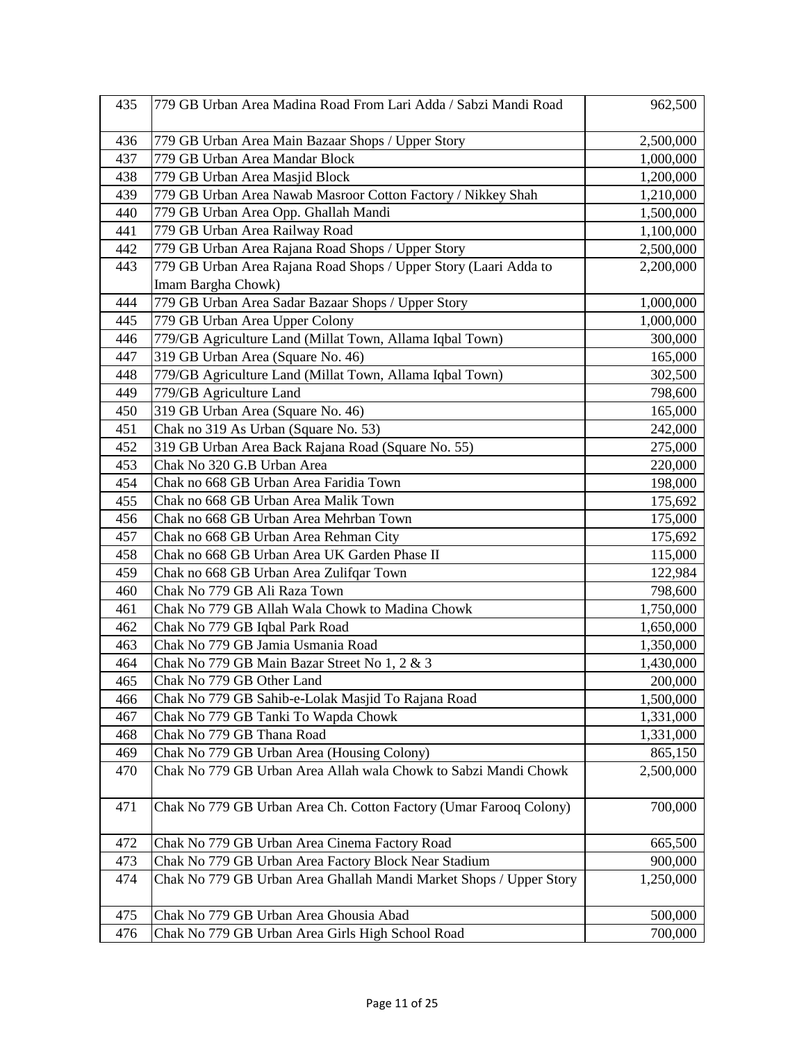| | | |
|---|---|---|
| 435 | 779 GB Urban Area Madina Road From Lari Adda / Sabzi Mandi Road | 962,500 |
| 436 | 779 GB Urban Area Main Bazaar Shops / Upper Story | 2,500,000 |
| 437 | 779 GB Urban Area Mandar Block | 1,000,000 |
| 438 | 779 GB Urban Area Masjid Block | 1,200,000 |
| 439 | 779 GB Urban Area Nawab Masroor Cotton Factory / Nikkey Shah | 1,210,000 |
| 440 | 779 GB Urban Area Opp. Ghallah Mandi | 1,500,000 |
| 441 | 779 GB Urban Area Railway Road | 1,100,000 |
| 442 | 779 GB Urban Area Rajana Road Shops / Upper Story | 2,500,000 |
| 443 | 779 GB Urban Area Rajana Road Shops / Upper Story (Laari Adda to Imam Bargha Chowk) | 2,200,000 |
| 444 | 779 GB Urban Area Sadar Bazaar Shops / Upper Story | 1,000,000 |
| 445 | 779 GB Urban Area Upper Colony | 1,000,000 |
| 446 | 779/GB Agriculture Land (Millat Town, Allama Iqbal Town) | 300,000 |
| 447 | 319 GB Urban Area (Square No. 46) | 165,000 |
| 448 | 779/GB Agriculture Land (Millat Town, Allama Iqbal Town) | 302,500 |
| 449 | 779/GB Agriculture Land | 798,600 |
| 450 | 319 GB Urban Area (Square No. 46) | 165,000 |
| 451 | Chak no 319 As Urban (Square No. 53) | 242,000 |
| 452 | 319 GB Urban Area Back Rajana Road (Square No. 55) | 275,000 |
| 453 | Chak No 320 G.B Urban Area | 220,000 |
| 454 | Chak no 668 GB Urban Area Faridia Town | 198,000 |
| 455 | Chak no 668 GB Urban Area Malik Town | 175,692 |
| 456 | Chak no 668 GB Urban Area Mehrban Town | 175,000 |
| 457 | Chak no 668 GB Urban Area Rehman City | 175,692 |
| 458 | Chak no 668 GB Urban Area UK Garden Phase II | 115,000 |
| 459 | Chak no 668 GB Urban Area Zulifqar Town | 122,984 |
| 460 | Chak No 779 GB Ali Raza Town | 798,600 |
| 461 | Chak No 779 GB Allah Wala Chowk to Madina Chowk | 1,750,000 |
| 462 | Chak No 779 GB Iqbal Park Road | 1,650,000 |
| 463 | Chak No 779 GB Jamia Usmania Road | 1,350,000 |
| 464 | Chak No 779 GB Main Bazar Street No 1, 2 & 3 | 1,430,000 |
| 465 | Chak No 779 GB Other Land | 200,000 |
| 466 | Chak No 779 GB Sahib-e-Lolak Masjid To Rajana Road | 1,500,000 |
| 467 | Chak No 779 GB Tanki To Wapda Chowk | 1,331,000 |
| 468 | Chak No 779 GB Thana Road | 1,331,000 |
| 469 | Chak No 779 GB Urban Area (Housing Colony) | 865,150 |
| 470 | Chak No 779 GB Urban Area Allah wala Chowk to Sabzi Mandi Chowk | 2,500,000 |
| 471 | Chak No 779 GB Urban Area Ch. Cotton Factory (Umar Farooq Colony) | 700,000 |
| 472 | Chak No 779 GB Urban Area Cinema Factory Road | 665,500 |
| 473 | Chak No 779 GB Urban Area Factory Block Near Stadium | 900,000 |
| 474 | Chak No 779 GB Urban Area Ghallah Mandi Market Shops / Upper Story | 1,250,000 |
| 475 | Chak No 779 GB Urban Area Ghousia Abad | 500,000 |
| 476 | Chak No 779 GB Urban Area Girls High School Road | 700,000 |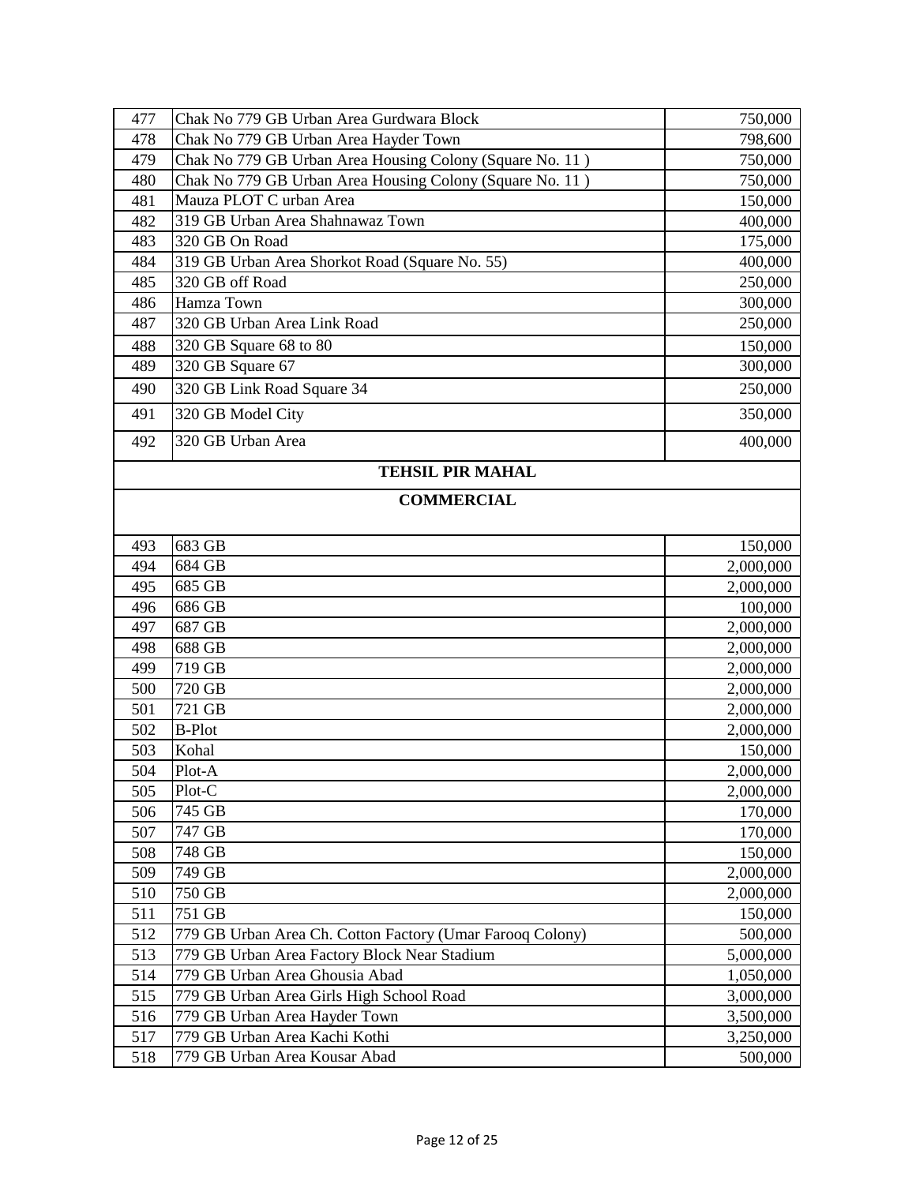| | | |
|---|---|---|
| 477 | Chak No 779 GB Urban Area Gurdwara Block | 750,000 |
| 478 | Chak No 779 GB Urban Area Hayder Town | 798,600 |
| 479 | Chak No 779 GB Urban Area Housing Colony (Square No. 11 ) | 750,000 |
| 480 | Chak No 779 GB Urban Area Housing Colony (Square No. 11 ) | 750,000 |
| 481 | Mauza PLOT C urban Area | 150,000 |
| 482 | 319 GB Urban Area Shahnawaz Town | 400,000 |
| 483 | 320 GB On Road | 175,000 |
| 484 | 319 GB Urban Area Shorkot Road (Square No. 55) | 400,000 |
| 485 | 320 GB off Road | 250,000 |
| 486 | Hamza Town | 300,000 |
| 487 | 320 GB Urban Area Link Road | 250,000 |
| 488 | 320 GB Square 68 to 80 | 150,000 |
| 489 | 320 GB Square 67 | 300,000 |
| 490 | 320 GB Link Road Square 34 | 250,000 |
| 491 | 320 GB Model City | 350,000 |
| 492 | 320 GB Urban Area | 400,000 |
| | **TEHSIL PIR MAHAL** | |
| | **COMMERCIAL** | |
| 493 | 683 GB | 150,000 |
| 494 | 684 GB | 2,000,000 |
| 495 | 685 GB | 2,000,000 |
| 496 | 686 GB | 100,000 |
| 497 | 687 GB | 2,000,000 |
| 498 | 688 GB | 2,000,000 |
| 499 | 719 GB | 2,000,000 |
| 500 | 720 GB | 2,000,000 |
| 501 | 721 GB | 2,000,000 |
| 502 | B-Plot | 2,000,000 |
| 503 | Kohal | 150,000 |
| 504 | Plot-A | 2,000,000 |
| 505 | Plot-C | 2,000,000 |
| 506 | 745 GB | 170,000 |
| 507 | 747 GB | 170,000 |
| 508 | 748 GB | 150,000 |
| 509 | 749 GB | 2,000,000 |
| 510 | 750 GB | 2,000,000 |
| 511 | 751 GB | 150,000 |
| 512 | 779 GB Urban Area Ch. Cotton Factory (Umar Farooq Colony) | 500,000 |
| 513 | 779 GB Urban Area Factory Block Near Stadium | 5,000,000 |
| 514 | 779 GB Urban Area Ghousia Abad | 1,050,000 |
| 515 | 779 GB Urban Area Girls High School Road | 3,000,000 |
| 516 | 779 GB Urban Area Hayder Town | 3,500,000 |
| 517 | 779 GB Urban Area Kachi Kothi | 3,250,000 |
| 518 | 779 GB Urban Area Kousar Abad | 500,000 |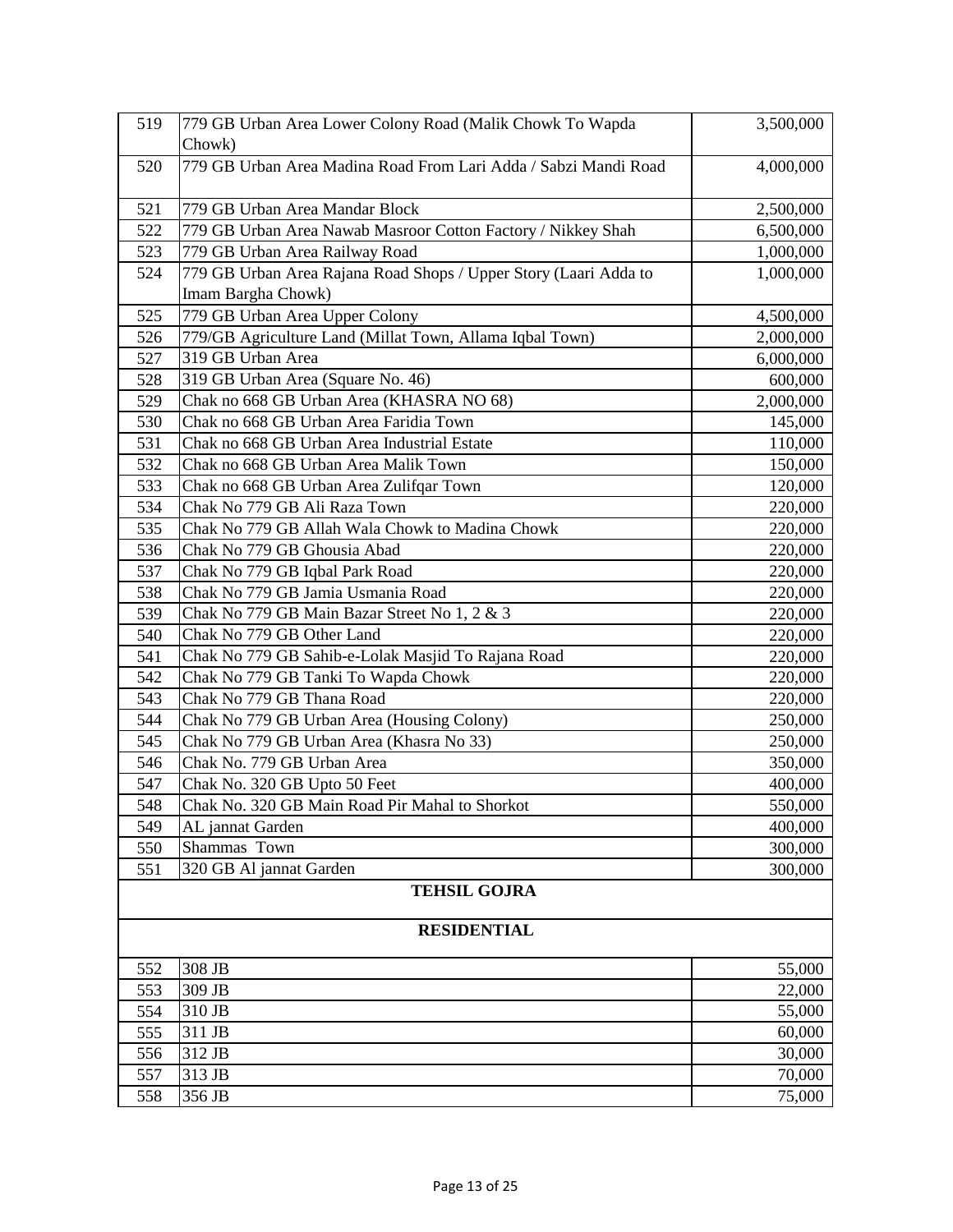| 519 | 779 GB Urban Area Lower Colony Road (Malik Chowk To Wapda Chowk) | 3,500,000 |
|---|---|---|
| 520 | 779 GB Urban Area Madina Road From Lari Adda / Sabzi Mandi Road | 4,000,000 |
| 521 | 779 GB Urban Area Mandar Block | 2,500,000 |
| 522 | 779 GB Urban Area Nawab Masroor Cotton Factory / Nikkey Shah | 6,500,000 |
| 523 | 779 GB Urban Area Railway Road | 1,000,000 |
| 524 | 779 GB Urban Area Rajana Road Shops / Upper Story (Laari Adda to Imam Bargha Chowk) | 1,000,000 |
| 525 | 779 GB Urban Area Upper Colony | 4,500,000 |
| 526 | 779/GB Agriculture Land (Millat Town, Allama Iqbal Town) | 2,000,000 |
| 527 | 319 GB Urban Area | 6,000,000 |
| 528 | 319 GB Urban Area (Square No. 46) | 600,000 |
| 529 | Chak no 668 GB Urban Area (KHASRA NO 68) | 2,000,000 |
| 530 | Chak no 668 GB Urban Area Faridia Town | 145,000 |
| 531 | Chak no 668 GB Urban Area Industrial Estate | 110,000 |
| 532 | Chak no 668 GB Urban Area Malik Town | 150,000 |
| 533 | Chak no 668 GB Urban Area Zulifqar Town | 120,000 |
| 534 | Chak No 779 GB Ali Raza Town | 220,000 |
| 535 | Chak No 779 GB Allah Wala Chowk to Madina Chowk | 220,000 |
| 536 | Chak No 779 GB Ghousia Abad | 220,000 |
| 537 | Chak No 779 GB Iqbal Park Road | 220,000 |
| 538 | Chak No 779 GB Jamia Usmania Road | 220,000 |
| 539 | Chak No 779 GB Main Bazar Street No 1, 2 & 3 | 220,000 |
| 540 | Chak No 779 GB Other Land | 220,000 |
| 541 | Chak No 779 GB Sahib-e-Lolak Masjid To Rajana Road | 220,000 |
| 542 | Chak No 779 GB Tanki To Wapda Chowk | 220,000 |
| 543 | Chak No 779 GB Thana Road | 220,000 |
| 544 | Chak No 779 GB Urban Area (Housing Colony) | 250,000 |
| 545 | Chak No 779 GB Urban Area (Khasra No 33) | 250,000 |
| 546 | Chak No. 779 GB Urban Area | 350,000 |
| 547 | Chak No. 320 GB Upto 50 Feet | 400,000 |
| 548 | Chak No. 320 GB Main Road Pir Mahal to Shorkot | 550,000 |
| 549 | AL jannat Garden | 400,000 |
| 550 | Shammas Town | 300,000 |
| 551 | 320 GB Al jannat Garden | 300,000 |
| | **TEHSIL GOJRA** | |
| | **RESIDENTIAL** | |
| 552 | 308 JB | 55,000 |
| 553 | 309 JB | 22,000 |
| 554 | 310 JB | 55,000 |
| 555 | 311 JB | 60,000 |
| 556 | 312 JB | 30,000 |
| 557 | 313 JB | 70,000 |
| 558 | 356 JB | 75,000 |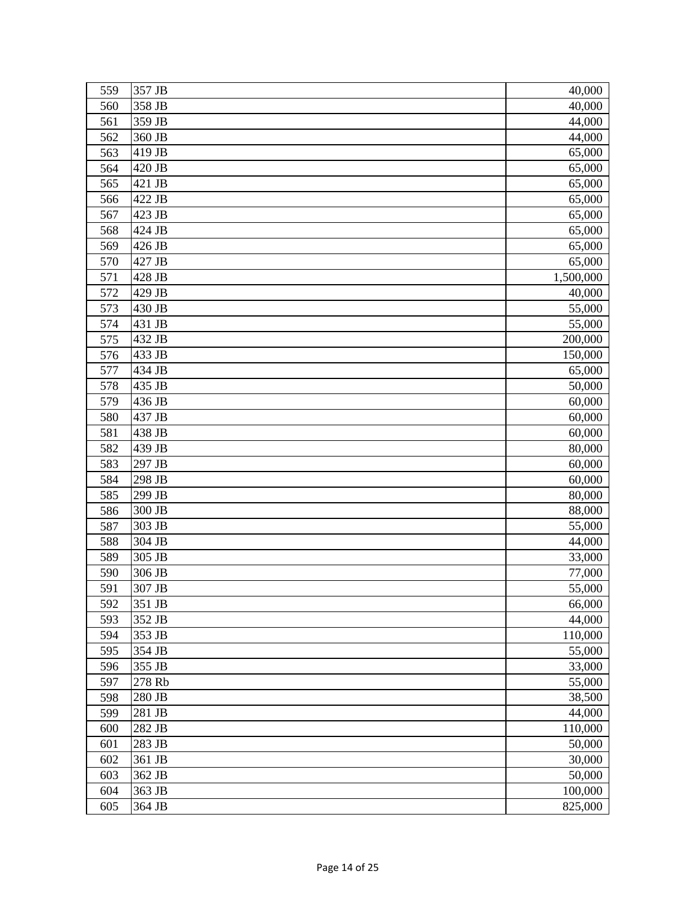| | | |
|---|---|---|
| 559 | 357 JB | 40,000 |
| 560 | 358 JB | 40,000 |
| 561 | 359 JB | 44,000 |
| 562 | 360 JB | 44,000 |
| 563 | 419 JB | 65,000 |
| 564 | 420 JB | 65,000 |
| 565 | 421 JB | 65,000 |
| 566 | 422 JB | 65,000 |
| 567 | 423 JB | 65,000 |
| 568 | 424 JB | 65,000 |
| 569 | 426 JB | 65,000 |
| 570 | 427 JB | 65,000 |
| 571 | 428 JB | 1,500,000 |
| 572 | 429 JB | 40,000 |
| 573 | 430 JB | 55,000 |
| 574 | 431 JB | 55,000 |
| 575 | 432 JB | 200,000 |
| 576 | 433 JB | 150,000 |
| 577 | 434 JB | 65,000 |
| 578 | 435 JB | 50,000 |
| 579 | 436 JB | 60,000 |
| 580 | 437 JB | 60,000 |
| 581 | 438 JB | 60,000 |
| 582 | 439 JB | 80,000 |
| 583 | 297 JB | 60,000 |
| 584 | 298 JB | 60,000 |
| 585 | 299 JB | 80,000 |
| 586 | 300 JB | 88,000 |
| 587 | 303 JB | 55,000 |
| 588 | 304 JB | 44,000 |
| 589 | 305 JB | 33,000 |
| 590 | 306 JB | 77,000 |
| 591 | 307 JB | 55,000 |
| 592 | 351 JB | 66,000 |
| 593 | 352 JB | 44,000 |
| 594 | 353 JB | 110,000 |
| 595 | 354 JB | 55,000 |
| 596 | 355 JB | 33,000 |
| 597 | 278 Rb | 55,000 |
| 598 | 280 JB | 38,500 |
| 599 | 281 JB | 44,000 |
| 600 | 282 JB | 110,000 |
| 601 | 283 JB | 50,000 |
| 602 | 361 JB | 30,000 |
| 603 | 362 JB | 50,000 |
| 604 | 363 JB | 100,000 |
| 605 | 364 JB | 825,000 |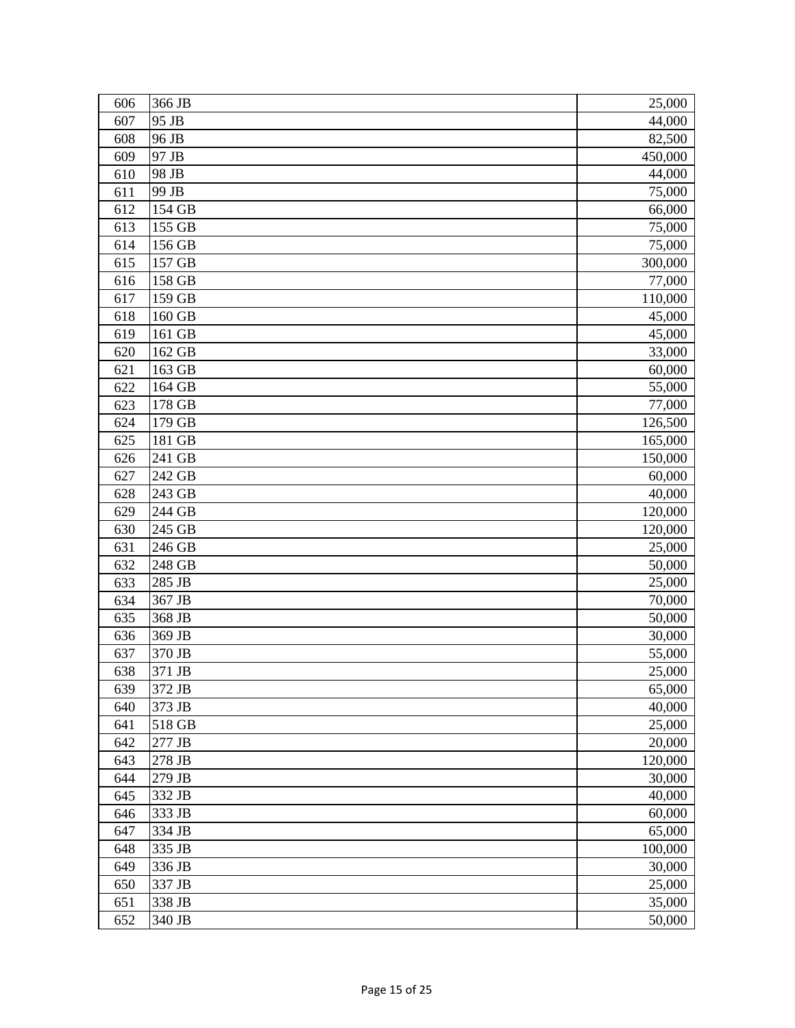| | | |
|---|---|---|
| 606 | 366 JB | 25,000 |
| 607 | 95 JB | 44,000 |
| 608 | 96 JB | 82,500 |
| 609 | 97 JB | 450,000 |
| 610 | 98 JB | 44,000 |
| 611 | 99 JB | 75,000 |
| 612 | 154 GB | 66,000 |
| 613 | 155 GB | 75,000 |
| 614 | 156 GB | 75,000 |
| 615 | 157 GB | 300,000 |
| 616 | 158 GB | 77,000 |
| 617 | 159 GB | 110,000 |
| 618 | 160 GB | 45,000 |
| 619 | 161 GB | 45,000 |
| 620 | 162 GB | 33,000 |
| 621 | 163 GB | 60,000 |
| 622 | 164 GB | 55,000 |
| 623 | 178 GB | 77,000 |
| 624 | 179 GB | 126,500 |
| 625 | 181 GB | 165,000 |
| 626 | 241 GB | 150,000 |
| 627 | 242 GB | 60,000 |
| 628 | 243 GB | 40,000 |
| 629 | 244 GB | 120,000 |
| 630 | 245 GB | 120,000 |
| 631 | 246 GB | 25,000 |
| 632 | 248 GB | 50,000 |
| 633 | 285 JB | 25,000 |
| 634 | 367 JB | 70,000 |
| 635 | 368 JB | 50,000 |
| 636 | 369 JB | 30,000 |
| 637 | 370 JB | 55,000 |
| 638 | 371 JB | 25,000 |
| 639 | 372 JB | 65,000 |
| 640 | 373 JB | 40,000 |
| 641 | 518 GB | 25,000 |
| 642 | 277 JB | 20,000 |
| 643 | 278 JB | 120,000 |
| 644 | 279 JB | 30,000 |
| 645 | 332 JB | 40,000 |
| 646 | 333 JB | 60,000 |
| 647 | 334 JB | 65,000 |
| 648 | 335 JB | 100,000 |
| 649 | 336 JB | 30,000 |
| 650 | 337 JB | 25,000 |
| 651 | 338 JB | 35,000 |
| 652 | 340 JB | 50,000 |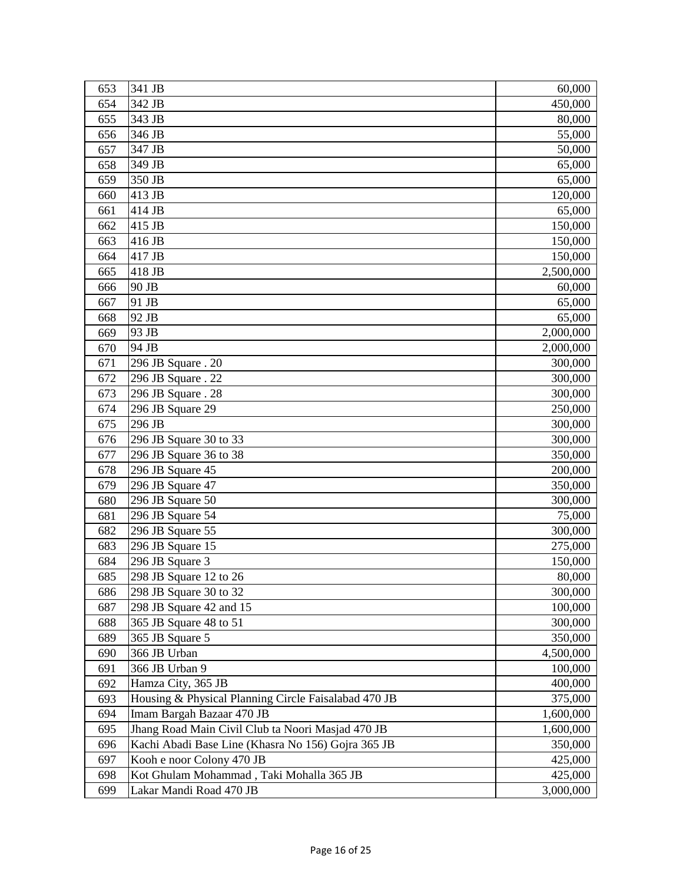| 653 | 341 JB | 60,000 |
|---|---|---|
| 654 | 342 JB | 450,000 |
| 655 | 343 JB | 80,000 |
| 656 | 346 JB | 55,000 |
| 657 | 347 JB | 50,000 |
| 658 | 349 JB | 65,000 |
| 659 | 350 JB | 65,000 |
| 660 | 413 JB | 120,000 |
| 661 | 414 JB | 65,000 |
| 662 | 415 JB | 150,000 |
| 663 | 416 JB | 150,000 |
| 664 | 417 JB | 150,000 |
| 665 | 418 JB | 2,500,000 |
| 666 | 90 JB | 60,000 |
| 667 | 91 JB | 65,000 |
| 668 | 92 JB | 65,000 |
| 669 | 93 JB | 2,000,000 |
| 670 | 94 JB | 2,000,000 |
| 671 | 296 JB Square . 20 | 300,000 |
| 672 | 296 JB Square . 22 | 300,000 |
| 673 | 296 JB Square . 28 | 300,000 |
| 674 | 296 JB Square 29 | 250,000 |
| 675 | 296 JB | 300,000 |
| 676 | 296 JB Square 30 to 33 | 300,000 |
| 677 | 296 JB Square 36 to 38 | 350,000 |
| 678 | 296 JB Square 45 | 200,000 |
| 679 | 296 JB Square 47 | 350,000 |
| 680 | 296 JB Square 50 | 300,000 |
| 681 | 296 JB Square 54 | 75,000 |
| 682 | 296 JB Square 55 | 300,000 |
| 683 | 296 JB Square 15 | 275,000 |
| 684 | 296 JB Square 3 | 150,000 |
| 685 | 298 JB Square 12 to 26 | 80,000 |
| 686 | 298 JB Square 30 to 32 | 300,000 |
| 687 | 298 JB Square 42 and 15 | 100,000 |
| 688 | 365 JB Square 48 to 51 | 300,000 |
| 689 | 365 JB Square 5 | 350,000 |
| 690 | 366 JB Urban | 4,500,000 |
| 691 | 366 JB Urban 9 | 100,000 |
| 692 | Hamza City, 365 JB | 400,000 |
| 693 | Housing & Physical Planning Circle Faisalabad 470 JB | 375,000 |
| 694 | Imam Bargah Bazaar 470 JB | 1,600,000 |
| 695 | Jhang Road Main Civil Club ta Noori Masjad 470 JB | 1,600,000 |
| 696 | Kachi Abadi Base Line (Khasra No 156) Gojra 365 JB | 350,000 |
| 697 | Kooh e noor Colony 470 JB | 425,000 |
| 698 | Kot Ghulam Mohammad , Taki Mohalla 365 JB | 425,000 |
| 699 | Lakar Mandi Road 470 JB | 3,000,000 |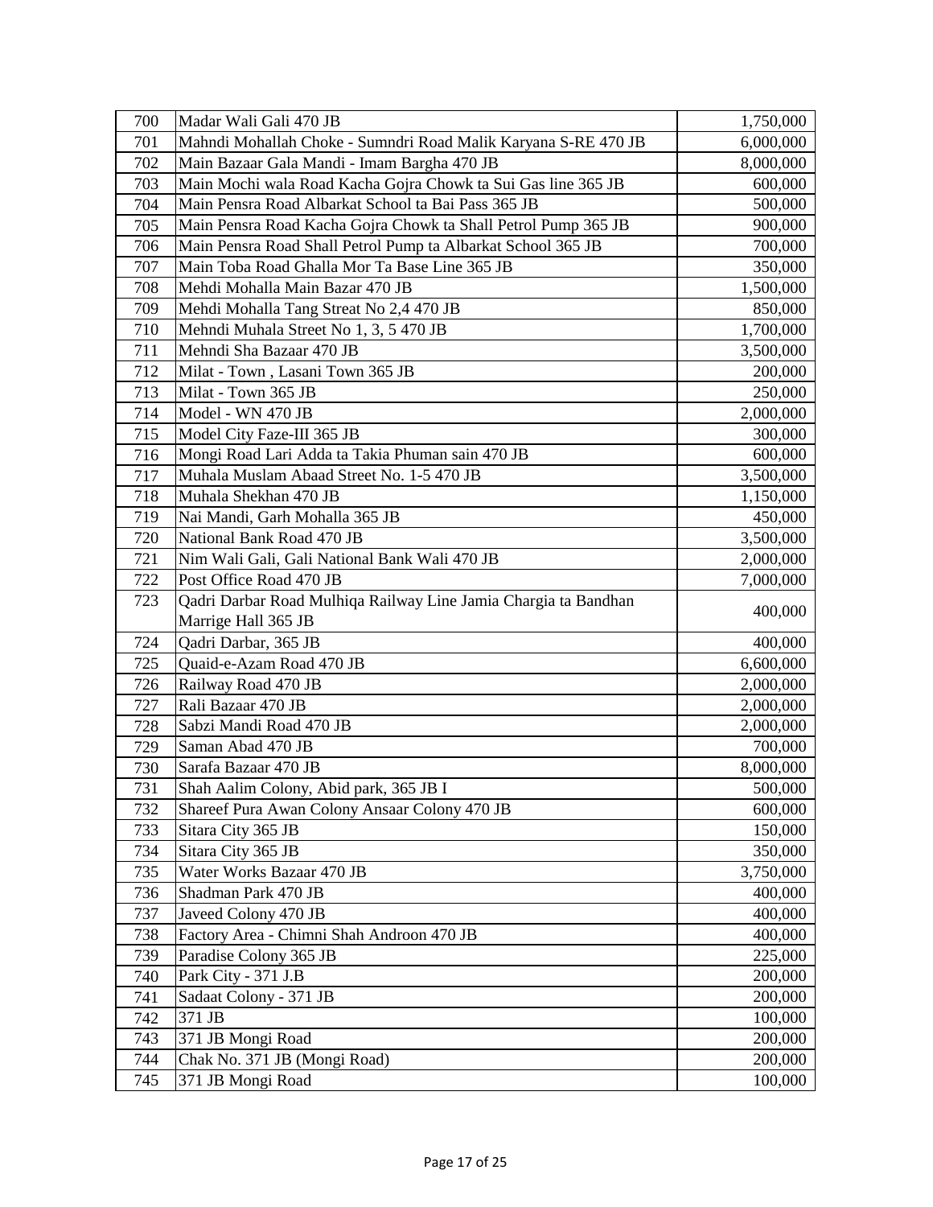| 700 | Madar Wali Gali 470 JB | 1,750,000 |
|---|---|---|
| 701 | Mahndi Mohallah Choke - Sumndri Road Malik Karyana S-RE 470 JB | 6,000,000 |
| 702 | Main Bazaar Gala Mandi - Imam Bargha 470 JB | 8,000,000 |
| 703 | Main Mochi wala Road Kacha Gojra Chowk ta Sui Gas line 365 JB | 600,000 |
| 704 | Main Pensra Road Albarkat School ta Bai Pass 365 JB | 500,000 |
| 705 | Main Pensra Road Kacha Gojra Chowk ta Shall Petrol Pump 365 JB | 900,000 |
| 706 | Main Pensra Road Shall Petrol Pump ta Albarkat School 365 JB | 700,000 |
| 707 | Main Toba Road Ghalla Mor Ta Base Line 365 JB | 350,000 |
| 708 | Mehdi Mohalla Main Bazar 470 JB | 1,500,000 |
| 709 | Mehdi Mohalla Tang Streat No 2,4 470 JB | 850,000 |
| 710 | Mehndi Muhala Street No 1, 3, 5 470 JB | 1,700,000 |
| 711 | Mehndi Sha Bazaar 470 JB | 3,500,000 |
| 712 | Milat - Town , Lasani Town 365 JB | 200,000 |
| 713 | Milat - Town 365 JB | 250,000 |
| 714 | Model - WN 470 JB | 2,000,000 |
| 715 | Model City Faze-III 365 JB | 300,000 |
| 716 | Mongi Road Lari Adda ta Takia Phuman sain 470 JB | 600,000 |
| 717 | Muhala Muslam Abaad Street No. 1-5 470 JB | 3,500,000 |
| 718 | Muhala Shekhan 470 JB | 1,150,000 |
| 719 | Nai Mandi, Garh Mohalla 365 JB | 450,000 |
| 720 | National Bank Road 470 JB | 3,500,000 |
| 721 | Nim Wali Gali, Gali National Bank Wali 470 JB | 2,000,000 |
| 722 | Post Office Road 470 JB | 7,000,000 |
| 723 | Qadri Darbar Road Mulhiqa Railway Line Jamia Chargia ta Bandhan Marrige Hall 365 JB | 400,000 |
| 724 | Qadri Darbar, 365 JB | 400,000 |
| 725 | Quaid-e-Azam Road 470 JB | 6,600,000 |
| 726 | Railway Road 470 JB | 2,000,000 |
| 727 | Rali Bazaar 470 JB | 2,000,000 |
| 728 | Sabzi Mandi Road 470 JB | 2,000,000 |
| 729 | Saman Abad 470 JB | 700,000 |
| 730 | Sarafa Bazaar 470 JB | 8,000,000 |
| 731 | Shah Aalim Colony, Abid park, 365 JB I | 500,000 |
| 732 | Shareef Pura Awan Colony Ansaar Colony 470 JB | 600,000 |
| 733 | Sitara City 365 JB | 150,000 |
| 734 | Sitara City 365 JB | 350,000 |
| 735 | Water Works Bazaar 470 JB | 3,750,000 |
| 736 | Shadman Park 470 JB | 400,000 |
| 737 | Javeed Colony 470 JB | 400,000 |
| 738 | Factory Area - Chimni Shah Androon 470 JB | 400,000 |
| 739 | Paradise Colony 365 JB | 225,000 |
| 740 | Park City - 371 J.B | 200,000 |
| 741 | Sadaat Colony - 371 JB | 200,000 |
| 742 | 371 JB | 100,000 |
| 743 | 371 JB Mongi Road | 200,000 |
| 744 | Chak No. 371 JB (Mongi Road) | 200,000 |
| 745 | 371 JB Mongi Road | 100,000 |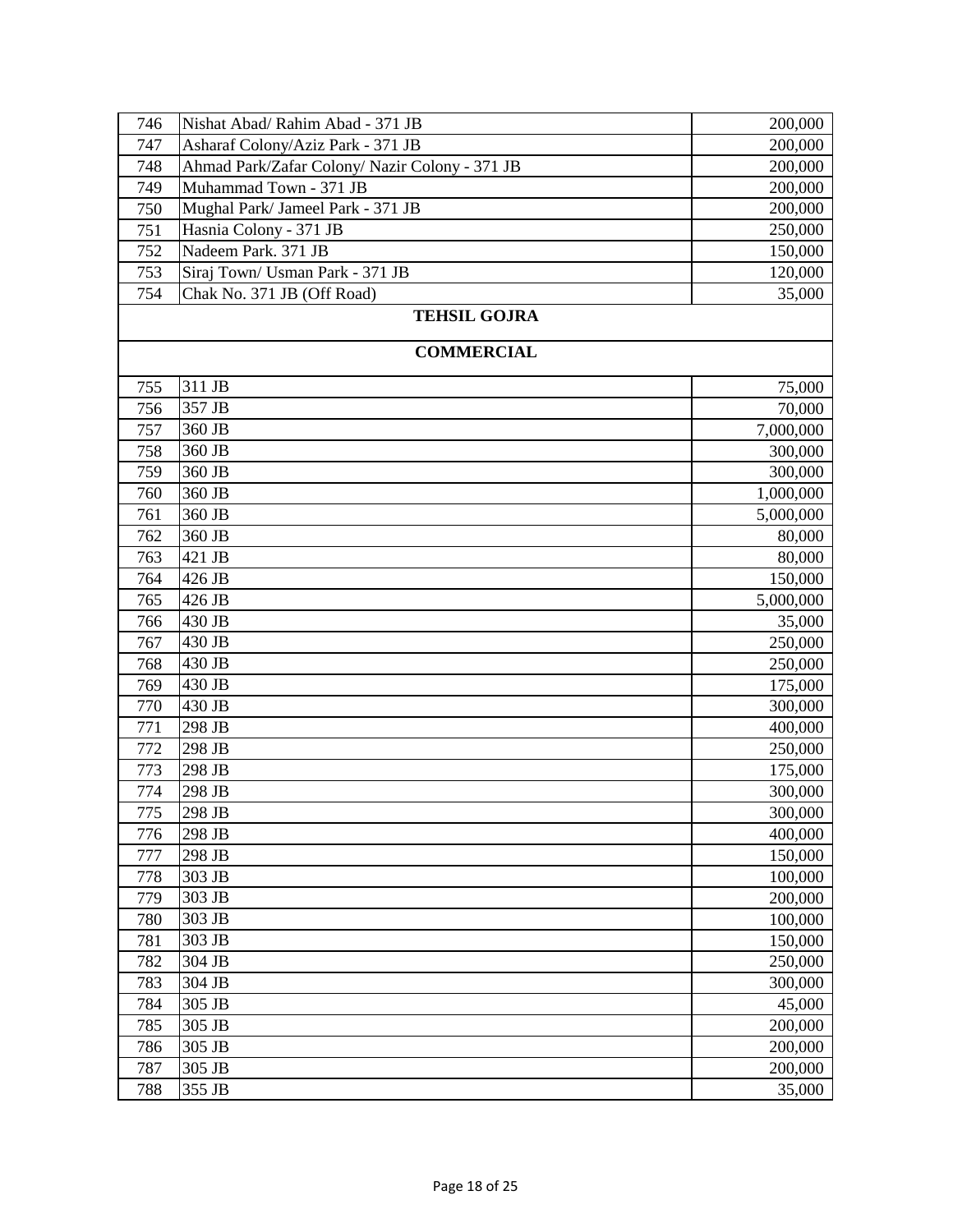| | | |
|---|---|---|
| 746 | Nishat Abad/ Rahim Abad - 371 JB | 200,000 |
| 747 | Asharaf Colony/Aziz Park - 371 JB | 200,000 |
| 748 | Ahmad Park/Zafar Colony/ Nazir Colony - 371 JB | 200,000 |
| 749 | Muhammad Town - 371 JB | 200,000 |
| 750 | Mughal Park/ Jameel Park - 371 JB | 200,000 |
| 751 | Hasnia Colony - 371 JB | 250,000 |
| 752 | Nadeem Park. 371 JB | 150,000 |
| 753 | Siraj Town/ Usman Park - 371 JB | 120,000 |
| 754 | Chak No. 371 JB (Off Road) | 35,000 |
| | **TEHSIL GOJRA** | |
| | **COMMERCIAL** | |
| 755 | 311 JB | 75,000 |
| 756 | 357 JB | 70,000 |
| 757 | 360 JB | 7,000,000 |
| 758 | 360 JB | 300,000 |
| 759 | 360 JB | 300,000 |
| 760 | 360 JB | 1,000,000 |
| 761 | 360 JB | 5,000,000 |
| 762 | 360 JB | 80,000 |
| 763 | 421 JB | 80,000 |
| 764 | 426 JB | 150,000 |
| 765 | 426 JB | 5,000,000 |
| 766 | 430 JB | 35,000 |
| 767 | 430 JB | 250,000 |
| 768 | 430 JB | 250,000 |
| 769 | 430 JB | 175,000 |
| 770 | 430 JB | 300,000 |
| 771 | 298 JB | 400,000 |
| 772 | 298 JB | 250,000 |
| 773 | 298 JB | 175,000 |
| 774 | 298 JB | 300,000 |
| 775 | 298 JB | 300,000 |
| 776 | 298 JB | 400,000 |
| 777 | 298 JB | 150,000 |
| 778 | 303 JB | 100,000 |
| 779 | 303 JB | 200,000 |
| 780 | 303 JB | 100,000 |
| 781 | 303 JB | 150,000 |
| 782 | 304 JB | 250,000 |
| 783 | 304 JB | 300,000 |
| 784 | 305 JB | 45,000 |
| 785 | 305 JB | 200,000 |
| 786 | 305 JB | 200,000 |
| 787 | 305 JB | 200,000 |
| 788 | 355 JB | 35,000 |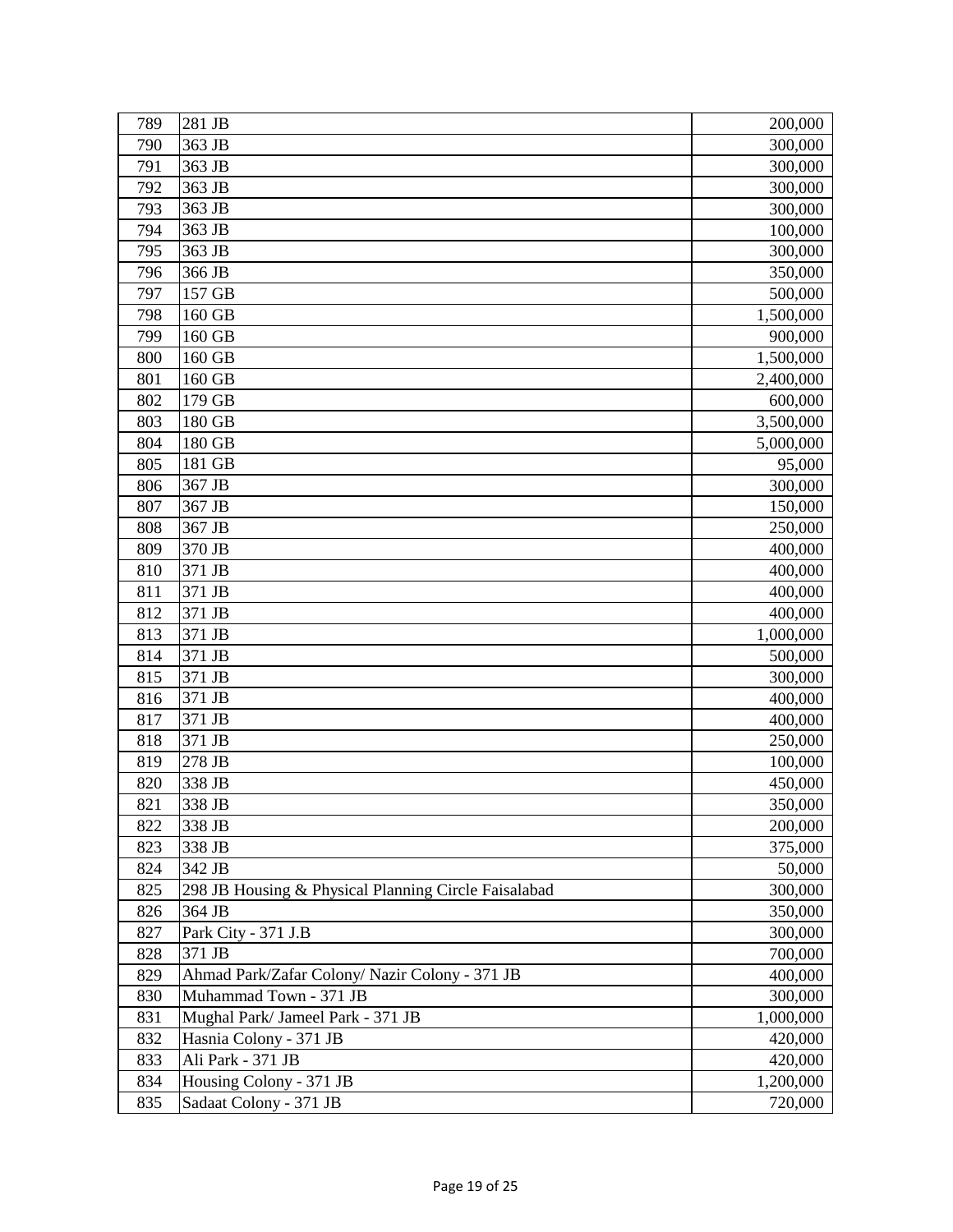| 789 | 281 JB | 200,000 |
|---|---|---|
| 790 | 363 JB | 300,000 |
| 791 | 363 JB | 300,000 |
| 792 | 363 JB | 300,000 |
| 793 | 363 JB | 300,000 |
| 794 | 363 JB | 100,000 |
| 795 | 363 JB | 300,000 |
| 796 | 366 JB | 350,000 |
| 797 | 157 GB | 500,000 |
| 798 | 160 GB | 1,500,000 |
| 799 | 160 GB | 900,000 |
| 800 | 160 GB | 1,500,000 |
| 801 | 160 GB | 2,400,000 |
| 802 | 179 GB | 600,000 |
| 803 | 180 GB | 3,500,000 |
| 804 | 180 GB | 5,000,000 |
| 805 | 181 GB | 95,000 |
| 806 | 367 JB | 300,000 |
| 807 | 367 JB | 150,000 |
| 808 | 367 JB | 250,000 |
| 809 | 370 JB | 400,000 |
| 810 | 371 JB | 400,000 |
| 811 | 371 JB | 400,000 |
| 812 | 371 JB | 400,000 |
| 813 | 371 JB | 1,000,000 |
| 814 | 371 JB | 500,000 |
| 815 | 371 JB | 300,000 |
| 816 | 371 JB | 400,000 |
| 817 | 371 JB | 400,000 |
| 818 | 371 JB | 250,000 |
| 819 | 278 JB | 100,000 |
| 820 | 338 JB | 450,000 |
| 821 | 338 JB | 350,000 |
| 822 | 338 JB | 200,000 |
| 823 | 338 JB | 375,000 |
| 824 | 342 JB | 50,000 |
| 825 | 298 JB Housing & Physical Planning Circle Faisalabad | 300,000 |
| 826 | 364 JB | 350,000 |
| 827 | Park City - 371 J.B | 300,000 |
| 828 | 371 JB | 700,000 |
| 829 | Ahmad Park/Zafar Colony/ Nazir Colony - 371 JB | 400,000 |
| 830 | Muhammad Town - 371 JB | 300,000 |
| 831 | Mughal Park/ Jameel Park - 371 JB | 1,000,000 |
| 832 | Hasnia Colony - 371 JB | 420,000 |
| 833 | Ali Park - 371 JB | 420,000 |
| 834 | Housing Colony - 371 JB | 1,200,000 |
| 835 | Sadaat Colony - 371 JB | 720,000 |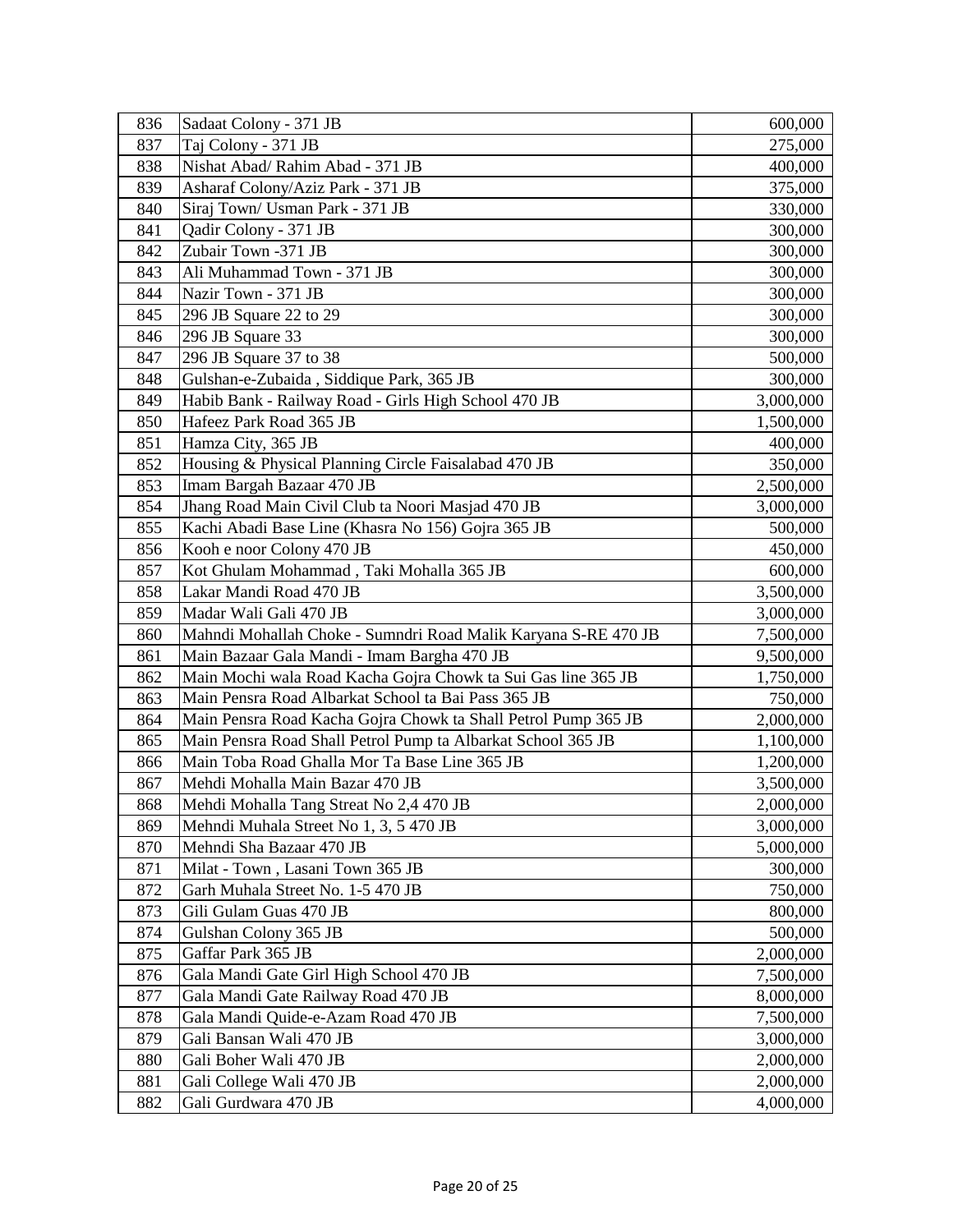| 836 | Sadaat Colony - 371 JB | 600,000 |
|---|---|---|
| 837 | Taj Colony - 371 JB | 275,000 |
| 838 | Nishat Abad/ Rahim Abad - 371 JB | 400,000 |
| 839 | Asharaf Colony/Aziz Park - 371 JB | 375,000 |
| 840 | Siraj Town/ Usman Park - 371 JB | 330,000 |
| 841 | Qadir Colony - 371 JB | 300,000 |
| 842 | Zubair Town -371 JB | 300,000 |
| 843 | Ali Muhammad Town - 371 JB | 300,000 |
| 844 | Nazir Town - 371 JB | 300,000 |
| 845 | 296 JB Square 22 to 29 | 300,000 |
| 846 | 296 JB Square 33 | 300,000 |
| 847 | 296 JB Square 37 to 38 | 500,000 |
| 848 | Gulshan-e-Zubaida , Siddique Park, 365 JB | 300,000 |
| 849 | Habib Bank - Railway Road - Girls High School 470 JB | 3,000,000 |
| 850 | Hafeez Park Road 365 JB | 1,500,000 |
| 851 | Hamza City, 365 JB | 400,000 |
| 852 | Housing & Physical Planning Circle Faisalabad 470 JB | 350,000 |
| 853 | Imam Bargah Bazaar 470 JB | 2,500,000 |
| 854 | Jhang Road Main Civil Club ta Noori Masjad 470 JB | 3,000,000 |
| 855 | Kachi Abadi Base Line (Khasra No 156) Gojra 365 JB | 500,000 |
| 856 | Kooh e noor Colony 470 JB | 450,000 |
| 857 | Kot Ghulam Mohammad , Taki Mohalla 365 JB | 600,000 |
| 858 | Lakar Mandi Road 470 JB | 3,500,000 |
| 859 | Madar Wali Gali 470 JB | 3,000,000 |
| 860 | Mahndi Mohallah Choke - Sumndri Road Malik Karyana S-RE 470 JB | 7,500,000 |
| 861 | Main Bazaar Gala Mandi - Imam Bargha 470 JB | 9,500,000 |
| 862 | Main Mochi wala Road Kacha Gojra Chowk ta Sui Gas line 365 JB | 1,750,000 |
| 863 | Main Pensra Road Albarkat School ta Bai Pass 365 JB | 750,000 |
| 864 | Main Pensra Road Kacha Gojra Chowk ta Shall Petrol Pump 365 JB | 2,000,000 |
| 865 | Main Pensra Road Shall Petrol Pump ta Albarkat School 365 JB | 1,100,000 |
| 866 | Main Toba Road Ghalla Mor Ta Base Line 365 JB | 1,200,000 |
| 867 | Mehdi Mohalla Main Bazar 470 JB | 3,500,000 |
| 868 | Mehdi Mohalla Tang Streat No 2,4 470 JB | 2,000,000 |
| 869 | Mehndi Muhala Street No 1, 3, 5 470 JB | 3,000,000 |
| 870 | Mehndi Sha Bazaar 470 JB | 5,000,000 |
| 871 | Milat - Town , Lasani Town 365 JB | 300,000 |
| 872 | Garh Muhala Street No. 1-5 470 JB | 750,000 |
| 873 | Gili Gulam Guas 470 JB | 800,000 |
| 874 | Gulshan Colony 365 JB | 500,000 |
| 875 | Gaffar Park 365 JB | 2,000,000 |
| 876 | Gala Mandi Gate Girl High School 470 JB | 7,500,000 |
| 877 | Gala Mandi Gate Railway Road 470 JB | 8,000,000 |
| 878 | Gala Mandi Quide-e-Azam Road 470 JB | 7,500,000 |
| 879 | Gali Bansan Wali 470 JB | 3,000,000 |
| 880 | Gali Boher Wali 470 JB | 2,000,000 |
| 881 | Gali College Wali 470 JB | 2,000,000 |
| 882 | Gali Gurdwara 470 JB | 4,000,000 |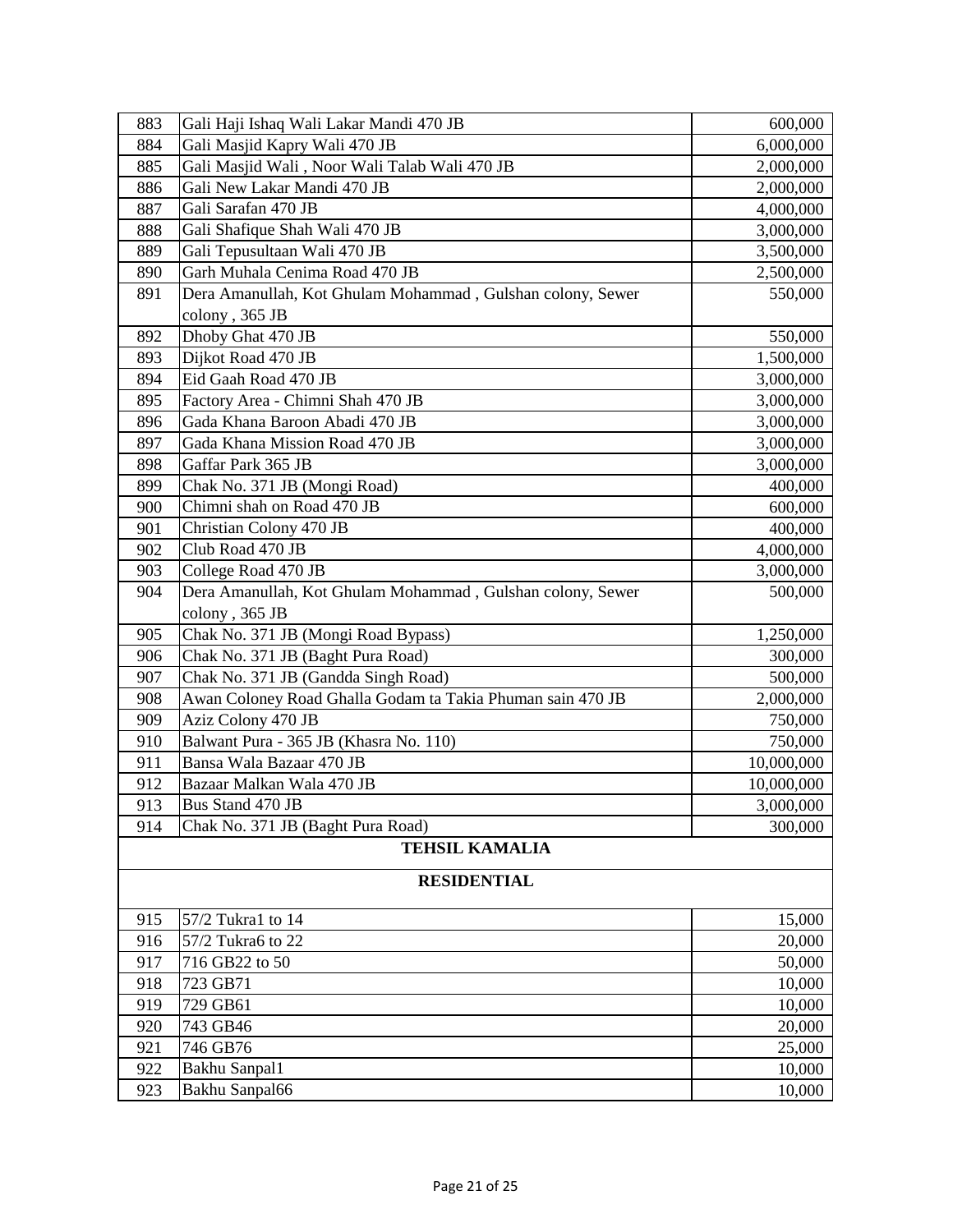| | | |
|---|---|---|
| 883 | Gali Haji Ishaq Wali Lakar Mandi 470 JB | 600,000 |
| 884 | Gali Masjid Kapry Wali 470 JB | 6,000,000 |
| 885 | Gali Masjid Wali , Noor Wali Talab Wali 470 JB | 2,000,000 |
| 886 | Gali New Lakar Mandi 470 JB | 2,000,000 |
| 887 | Gali Sarafan 470 JB | 4,000,000 |
| 888 | Gali Shafique Shah Wali 470 JB | 3,000,000 |
| 889 | Gali Tepusultaan Wali 470 JB | 3,500,000 |
| 890 | Garh Muhala Cenima Road 470 JB | 2,500,000 |
| 891 | Dera Amanullah, Kot Ghulam Mohammad , Gulshan colony, Sewer colony , 365 JB | 550,000 |
| 892 | Dhoby Ghat 470 JB | 550,000 |
| 893 | Dijkot Road 470 JB | 1,500,000 |
| 894 | Eid Gaah Road 470 JB | 3,000,000 |
| 895 | Factory Area - Chimni Shah 470 JB | 3,000,000 |
| 896 | Gada Khana Baroon Abadi 470 JB | 3,000,000 |
| 897 | Gada Khana Mission Road 470 JB | 3,000,000 |
| 898 | Gaffar Park 365 JB | 3,000,000 |
| 899 | Chak No. 371 JB (Mongi Road) | 400,000 |
| 900 | Chimni shah on Road 470 JB | 600,000 |
| 901 | Christian Colony 470 JB | 400,000 |
| 902 | Club Road 470 JB | 4,000,000 |
| 903 | College Road 470 JB | 3,000,000 |
| 904 | Dera Amanullah, Kot Ghulam Mohammad , Gulshan colony, Sewer colony , 365 JB | 500,000 |
| 905 | Chak No. 371 JB (Mongi Road Bypass) | 1,250,000 |
| 906 | Chak No. 371 JB (Baght Pura Road) | 300,000 |
| 907 | Chak No. 371 JB (Gandda Singh Road) | 500,000 |
| 908 | Awan Coloney Road Ghalla Godam ta Takia Phuman sain 470 JB | 2,000,000 |
| 909 | Aziz Colony 470 JB | 750,000 |
| 910 | Balwant Pura - 365 JB (Khasra No. 110) | 750,000 |
| 911 | Bansa Wala Bazaar 470 JB | 10,000,000 |
| 912 | Bazaar Malkan Wala 470 JB | 10,000,000 |
| 913 | Bus Stand 470 JB | 3,000,000 |
| 914 | Chak No. 371 JB (Baght Pura Road) | 300,000 |
| | **TEHSIL KAMALIA** | |
| | **RESIDENTIAL** | |
| 915 | 57/2 Tukra1 to 14 | 15,000 |
| 916 | 57/2 Tukra6 to 22 | 20,000 |
| 917 | 716 GB22 to 50 | 50,000 |
| 918 | 723 GB71 | 10,000 |
| 919 | 729 GB61 | 10,000 |
| 920 | 743 GB46 | 20,000 |
| 921 | 746 GB76 | 25,000 |
| 922 | Bakhu Sanpal1 | 10,000 |
| 923 | Bakhu Sanpal66 | 10,000 |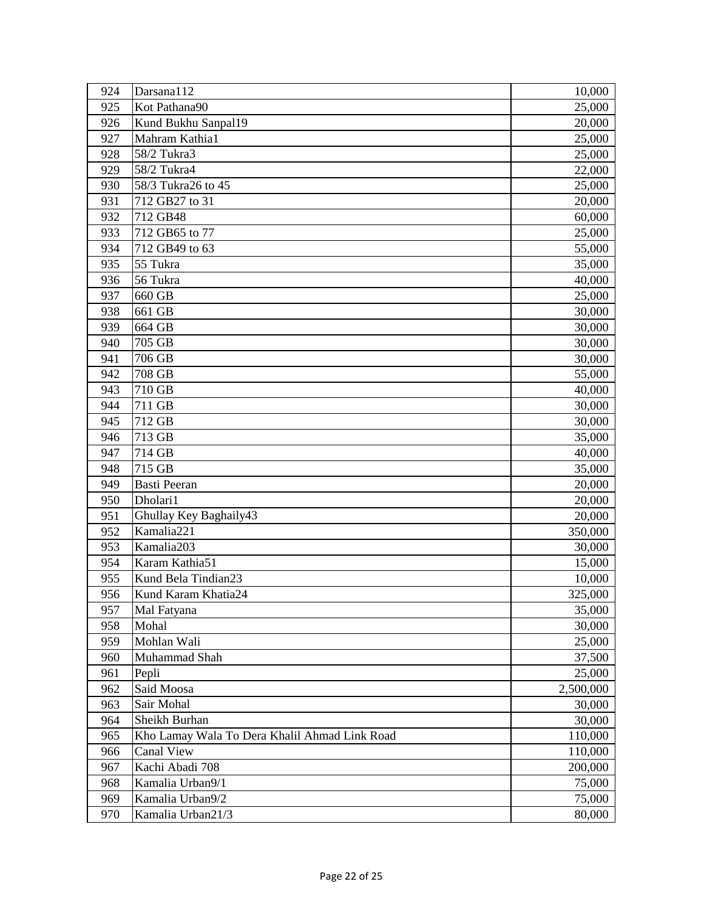| | | |
|---|---|---|
| 924 | Darsana112 | 10,000 |
| 925 | Kot Pathana90 | 25,000 |
| 926 | Kund Bukhu Sanpal19 | 20,000 |
| 927 | Mahram Kathia1 | 25,000 |
| 928 | 58/2 Tukra3 | 25,000 |
| 929 | 58/2 Tukra4 | 22,000 |
| 930 | 58/3 Tukra26 to 45 | 25,000 |
| 931 | 712 GB27 to 31 | 20,000 |
| 932 | 712 GB48 | 60,000 |
| 933 | 712 GB65 to 77 | 25,000 |
| 934 | 712 GB49 to 63 | 55,000 |
| 935 | 55 Tukra | 35,000 |
| 936 | 56 Tukra | 40,000 |
| 937 | 660 GB | 25,000 |
| 938 | 661 GB | 30,000 |
| 939 | 664 GB | 30,000 |
| 940 | 705 GB | 30,000 |
| 941 | 706 GB | 30,000 |
| 942 | 708 GB | 55,000 |
| 943 | 710 GB | 40,000 |
| 944 | 711 GB | 30,000 |
| 945 | 712 GB | 30,000 |
| 946 | 713 GB | 35,000 |
| 947 | 714 GB | 40,000 |
| 948 | 715 GB | 35,000 |
| 949 | Basti Peeran | 20,000 |
| 950 | Dholari1 | 20,000 |
| 951 | Ghullay Key Baghaily43 | 20,000 |
| 952 | Kamalia221 | 350,000 |
| 953 | Kamalia203 | 30,000 |
| 954 | Karam Kathia51 | 15,000 |
| 955 | Kund Bela Tindian23 | 10,000 |
| 956 | Kund Karam Khatia24 | 325,000 |
| 957 | Mal Fatyana | 35,000 |
| 958 | Mohal | 30,000 |
| 959 | Mohlan Wali | 25,000 |
| 960 | Muhammad Shah | 37,500 |
| 961 | Pepli | 25,000 |
| 962 | Said Moosa | 2,500,000 |
| 963 | Sair Mohal | 30,000 |
| 964 | Sheikh Burhan | 30,000 |
| 965 | Kho Lamay Wala To Dera Khalil Ahmad Link Road | 110,000 |
| 966 | Canal View | 110,000 |
| 967 | Kachi Abadi 708 | 200,000 |
| 968 | Kamalia Urban9/1 | 75,000 |
| 969 | Kamalia Urban9/2 | 75,000 |
| 970 | Kamalia Urban21/3 | 80,000 |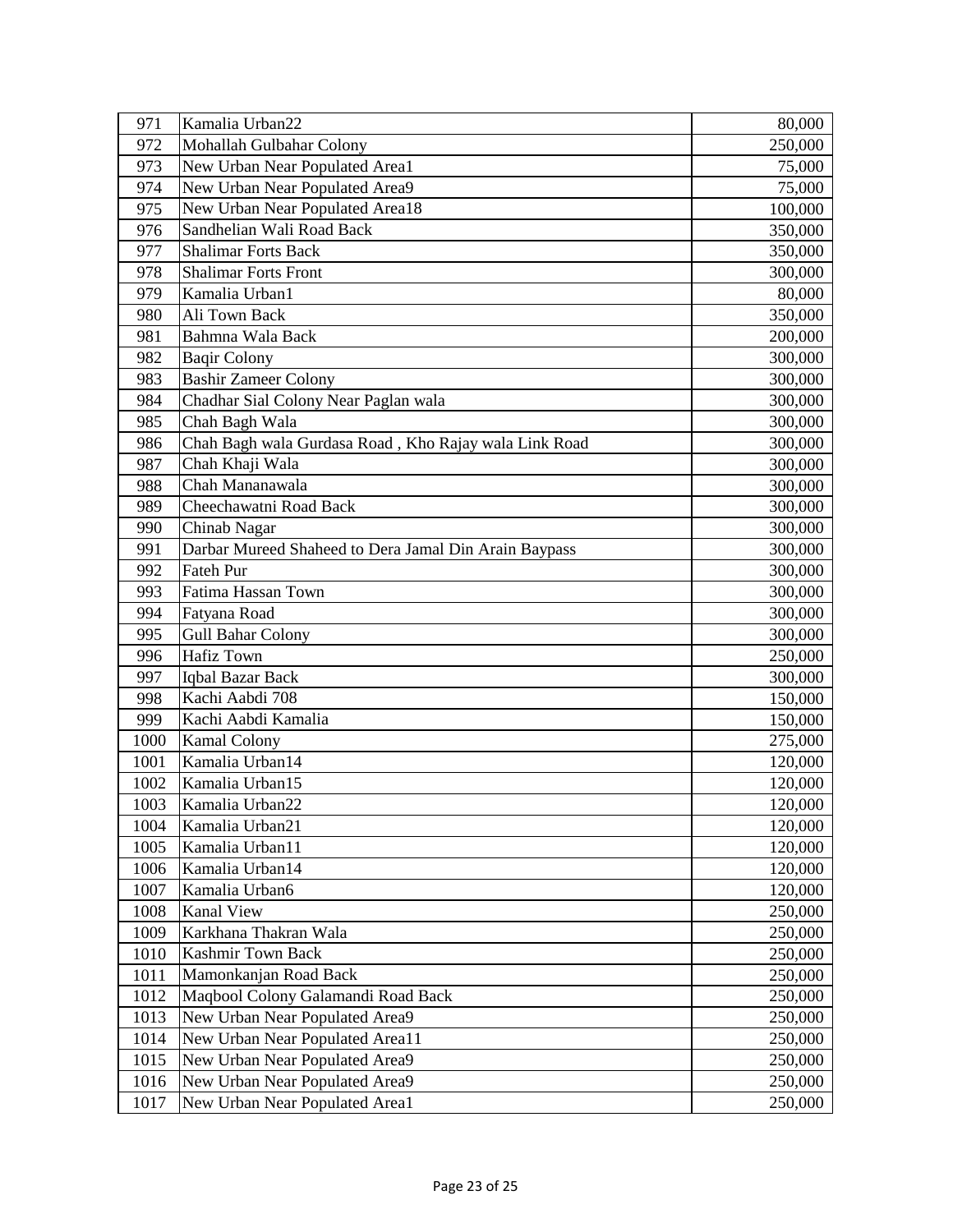| 971 | Kamalia Urban22 | 80,000 |
|---|---|---|
| 972 | Mohallah Gulbahar Colony | 250,000 |
| 973 | New Urban Near Populated Area1 | 75,000 |
| 974 | New Urban Near Populated Area9 | 75,000 |
| 975 | New Urban Near Populated Area18 | 100,000 |
| 976 | Sandhelian Wali Road Back | 350,000 |
| 977 | Shalimar Forts Back | 350,000 |
| 978 | Shalimar Forts Front | 300,000 |
| 979 | Kamalia Urban1 | 80,000 |
| 980 | Ali Town Back | 350,000 |
| 981 | Bahmna Wala Back | 200,000 |
| 982 | Baqir Colony | 300,000 |
| 983 | Bashir Zameer Colony | 300,000 |
| 984 | Chadhar Sial Colony Near Paglan wala | 300,000 |
| 985 | Chah Bagh Wala | 300,000 |
| 986 | Chah Bagh wala Gurdasa Road , Kho Rajay wala Link Road | 300,000 |
| 987 | Chah Khaji Wala | 300,000 |
| 988 | Chah Mananawala | 300,000 |
| 989 | Cheechawatni Road Back | 300,000 |
| 990 | Chinab Nagar | 300,000 |
| 991 | Darbar Mureed Shaheed to Dera Jamal Din Arain Baypass | 300,000 |
| 992 | Fateh Pur | 300,000 |
| 993 | Fatima Hassan Town | 300,000 |
| 994 | Fatyana Road | 300,000 |
| 995 | Gull Bahar Colony | 300,000 |
| 996 | Hafiz Town | 250,000 |
| 997 | Iqbal Bazar Back | 300,000 |
| 998 | Kachi Aabdi 708 | 150,000 |
| 999 | Kachi Aabdi Kamalia | 150,000 |
| 1000 | Kamal Colony | 275,000 |
| 1001 | Kamalia Urban14 | 120,000 |
| 1002 | Kamalia Urban15 | 120,000 |
| 1003 | Kamalia Urban22 | 120,000 |
| 1004 | Kamalia Urban21 | 120,000 |
| 1005 | Kamalia Urban11 | 120,000 |
| 1006 | Kamalia Urban14 | 120,000 |
| 1007 | Kamalia Urban6 | 120,000 |
| 1008 | Kanal View | 250,000 |
| 1009 | Karkhana Thakran Wala | 250,000 |
| 1010 | Kashmir Town Back | 250,000 |
| 1011 | Mamonkanjan Road Back | 250,000 |
| 1012 | Maqbool Colony Galamandi Road Back | 250,000 |
| 1013 | New Urban Near Populated Area9 | 250,000 |
| 1014 | New Urban Near Populated Area11 | 250,000 |
| 1015 | New Urban Near Populated Area9 | 250,000 |
| 1016 | New Urban Near Populated Area9 | 250,000 |
| 1017 | New Urban Near Populated Area1 | 250,000 |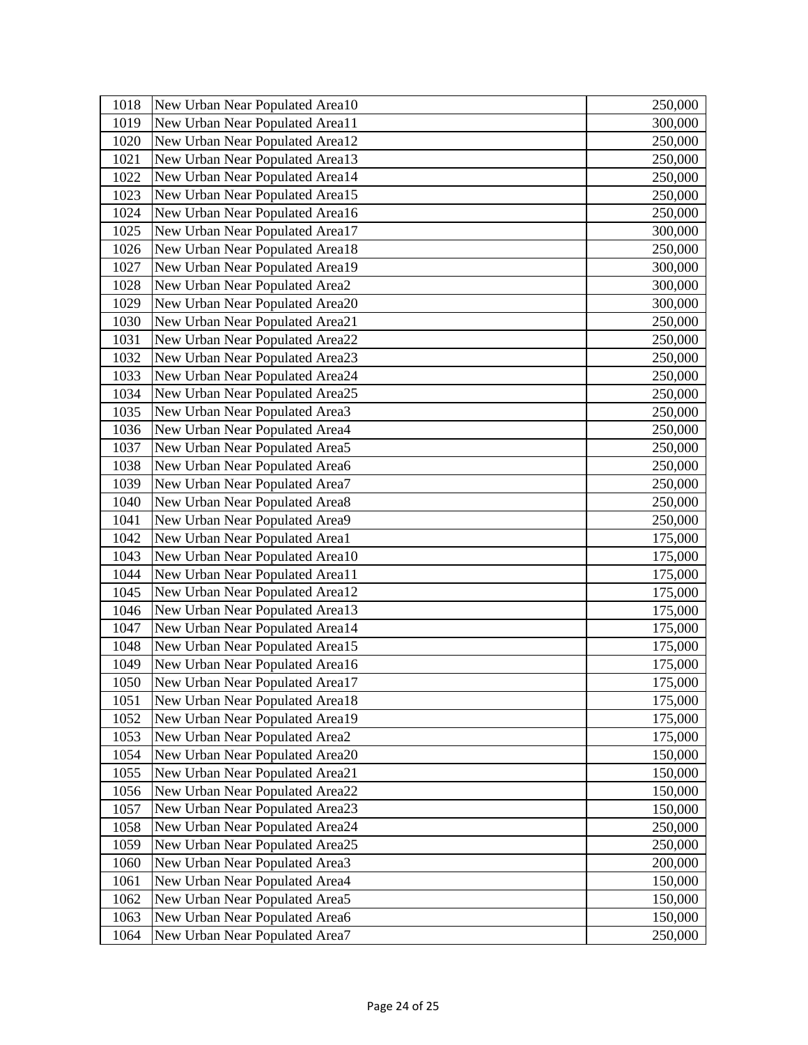| | | |
|---|---|---|
| 1018 | New Urban Near Populated Area10 | 250,000 |
| 1019 | New Urban Near Populated Area11 | 300,000 |
| 1020 | New Urban Near Populated Area12 | 250,000 |
| 1021 | New Urban Near Populated Area13 | 250,000 |
| 1022 | New Urban Near Populated Area14 | 250,000 |
| 1023 | New Urban Near Populated Area15 | 250,000 |
| 1024 | New Urban Near Populated Area16 | 250,000 |
| 1025 | New Urban Near Populated Area17 | 300,000 |
| 1026 | New Urban Near Populated Area18 | 250,000 |
| 1027 | New Urban Near Populated Area19 | 300,000 |
| 1028 | New Urban Near Populated Area2 | 300,000 |
| 1029 | New Urban Near Populated Area20 | 300,000 |
| 1030 | New Urban Near Populated Area21 | 250,000 |
| 1031 | New Urban Near Populated Area22 | 250,000 |
| 1032 | New Urban Near Populated Area23 | 250,000 |
| 1033 | New Urban Near Populated Area24 | 250,000 |
| 1034 | New Urban Near Populated Area25 | 250,000 |
| 1035 | New Urban Near Populated Area3 | 250,000 |
| 1036 | New Urban Near Populated Area4 | 250,000 |
| 1037 | New Urban Near Populated Area5 | 250,000 |
| 1038 | New Urban Near Populated Area6 | 250,000 |
| 1039 | New Urban Near Populated Area7 | 250,000 |
| 1040 | New Urban Near Populated Area8 | 250,000 |
| 1041 | New Urban Near Populated Area9 | 250,000 |
| 1042 | New Urban Near Populated Area1 | 175,000 |
| 1043 | New Urban Near Populated Area10 | 175,000 |
| 1044 | New Urban Near Populated Area11 | 175,000 |
| 1045 | New Urban Near Populated Area12 | 175,000 |
| 1046 | New Urban Near Populated Area13 | 175,000 |
| 1047 | New Urban Near Populated Area14 | 175,000 |
| 1048 | New Urban Near Populated Area15 | 175,000 |
| 1049 | New Urban Near Populated Area16 | 175,000 |
| 1050 | New Urban Near Populated Area17 | 175,000 |
| 1051 | New Urban Near Populated Area18 | 175,000 |
| 1052 | New Urban Near Populated Area19 | 175,000 |
| 1053 | New Urban Near Populated Area2 | 175,000 |
| 1054 | New Urban Near Populated Area20 | 150,000 |
| 1055 | New Urban Near Populated Area21 | 150,000 |
| 1056 | New Urban Near Populated Area22 | 150,000 |
| 1057 | New Urban Near Populated Area23 | 150,000 |
| 1058 | New Urban Near Populated Area24 | 250,000 |
| 1059 | New Urban Near Populated Area25 | 250,000 |
| 1060 | New Urban Near Populated Area3 | 200,000 |
| 1061 | New Urban Near Populated Area4 | 150,000 |
| 1062 | New Urban Near Populated Area5 | 150,000 |
| 1063 | New Urban Near Populated Area6 | 150,000 |
| 1064 | New Urban Near Populated Area7 | 250,000 |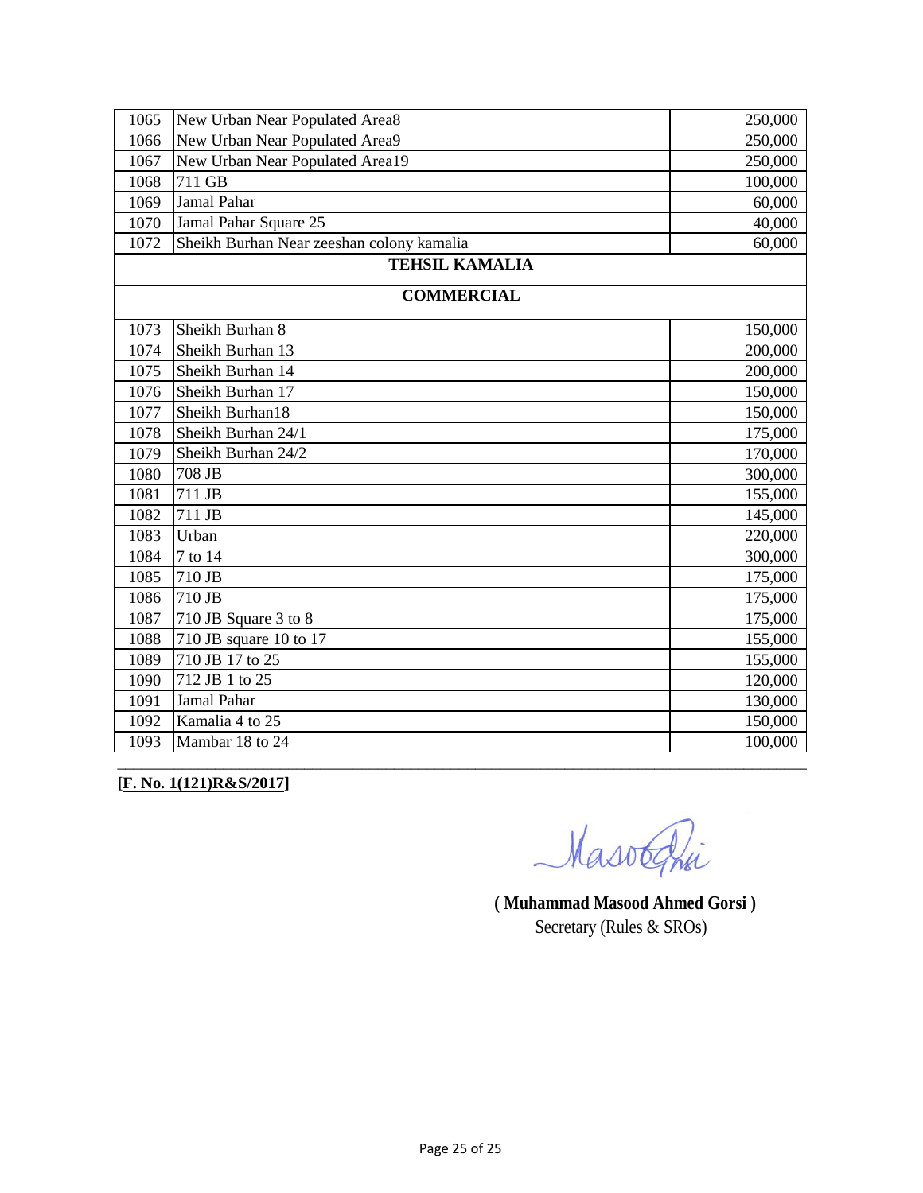| | | |
|---|---|---|
| 1065 | New Urban Near Populated Area8 | 250,000 |
| 1066 | New Urban Near Populated Area9 | 250,000 |
| 1067 | New Urban Near Populated Area19 | 250,000 |
| 1068 | 711 GB | 100,000 |
| 1069 | Jamal Pahar | 60,000 |
| 1070 | Jamal Pahar Square 25 | 40,000 |
| 1072 | Sheikh Burhan Near zeeshan colony kamalia | 60,000 |
| | **TEHSIL KAMALIA** | |
| | **COMMERCIAL** | |
| 1073 | Sheikh Burhan 8 | 150,000 |
| 1074 | Sheikh Burhan 13 | 200,000 |
| 1075 | Sheikh Burhan 14 | 200,000 |
| 1076 | Sheikh Burhan 17 | 150,000 |
| 1077 | Sheikh Burhan18 | 150,000 |
| 1078 | Sheikh Burhan 24/1 | 175,000 |
| 1079 | Sheikh Burhan 24/2 | 170,000 |
| 1080 | 708 JB | 300,000 |
| 1081 | 711 JB | 155,000 |
| 1082 | 711 JB | 145,000 |
| 1083 | Urban | 220,000 |
| 1084 | 7 to 14 | 300,000 |
| 1085 | 710 JB | 175,000 |
| 1086 | 710 JB | 175,000 |
| 1087 | 710 JB Square 3 to 8 | 175,000 |
| 1088 | 710 JB square 10 to 17 | 155,000 |
| 1089 | 710 JB 17 to 25 | 155,000 |
| 1090 | 712 JB 1 to 25 | 120,000 |
| 1091 | Jamal Pahar | 130,000 |
| 1092 | Kamalia 4 to 25 | 150,000 |
| 1093 | Mambar 18 to 24 | 100,000 |

**[F. No. 1(121)R&S/2017]**

**( Muhammad Masood Ahmed Gorsi )**
Secretary (Rules & SROs)